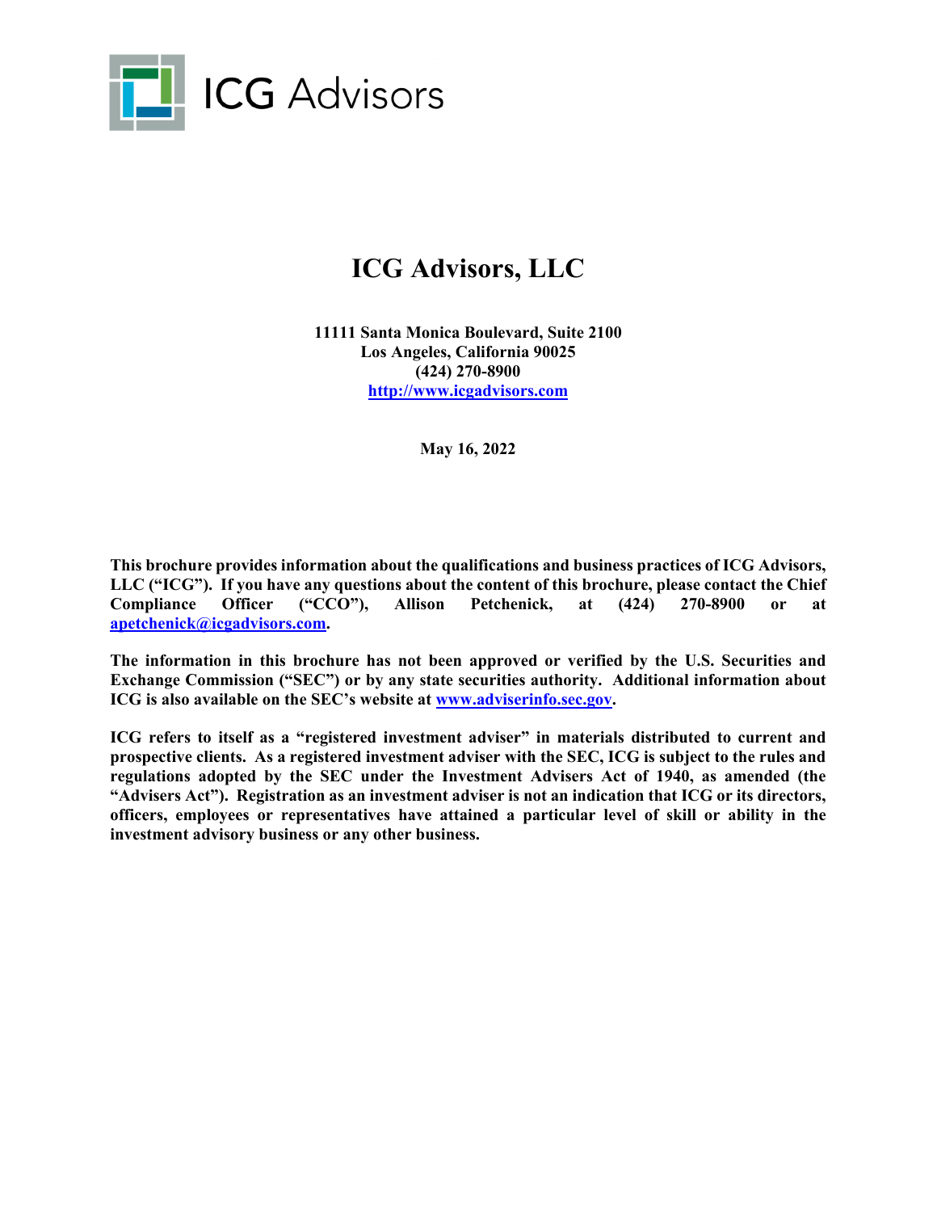ICG Advisors

# ICG Advisors, LLC

**11111 Santa Monica Boulevard, Suite 2100**
**Los Angeles, California 90025**
**(424) 270-8900**
**http://www.icgadvisors.com**

**May 16, 2022**

**This brochure provides information about the qualifications and business practices of ICG Advisors, LLC ("ICG"). If you have any questions about the content of this brochure, please contact the Chief Compliance Officer ("CCO"), Allison Petchenick, at (424) 270-8900 or at apetchenick@icgadvisors.com.**

**The information in this brochure has not been approved or verified by the U.S. Securities and Exchange Commission ("SEC") or by any state securities authority. Additional information about ICG is also available on the SEC's website at www.adviserinfo.sec.gov.**

**ICG refers to itself as a "registered investment adviser" in materials distributed to current and prospective clients. As a registered investment adviser with the SEC, ICG is subject to the rules and regulations adopted by the SEC under the Investment Advisers Act of 1940, as amended (the "Advisers Act"). Registration as an investment adviser is not an indication that ICG or its directors, officers, employees or representatives have attained a particular level of skill or ability in the investment advisory business or any other business.**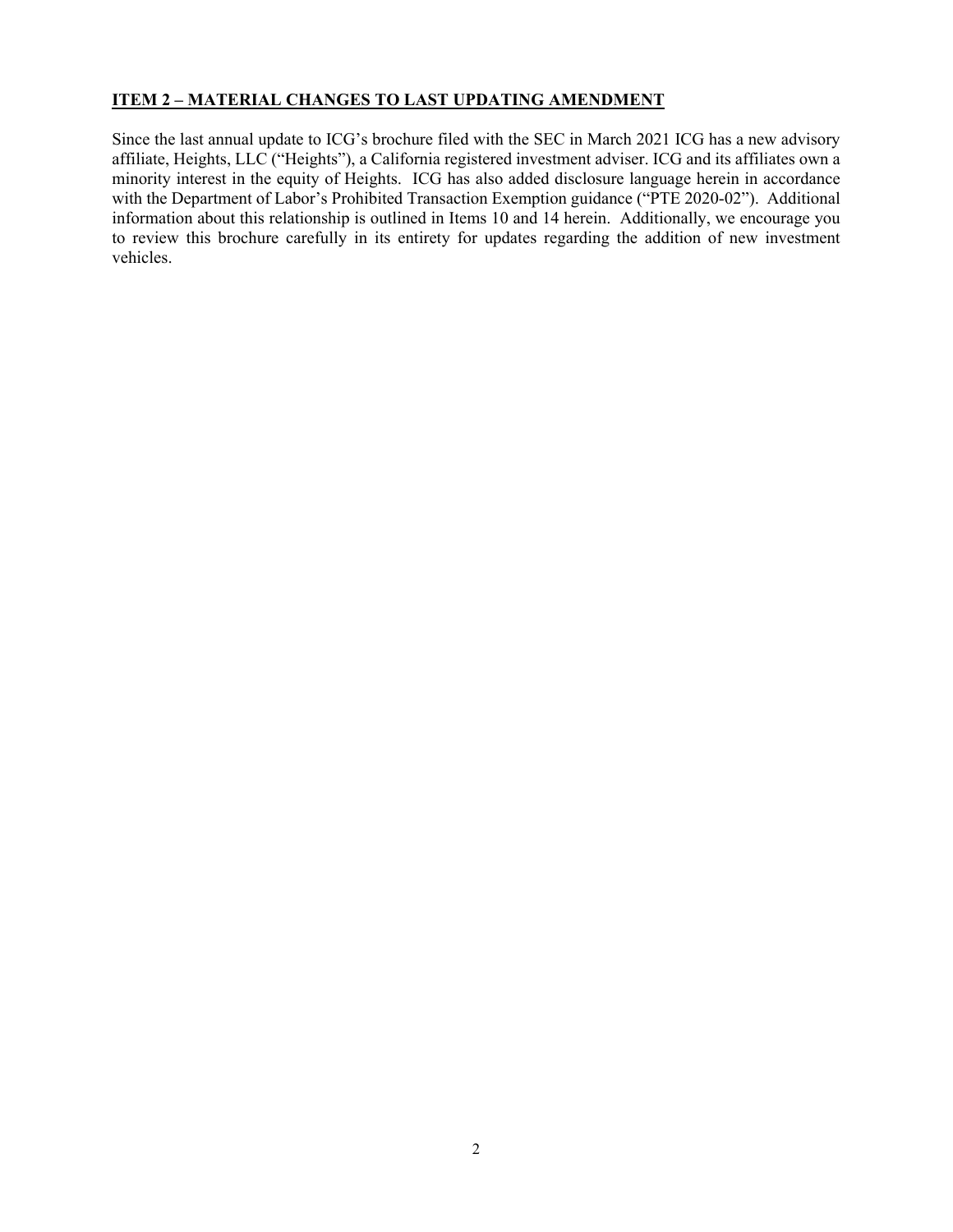## ITEM 2 – MATERIAL CHANGES TO LAST UPDATING AMENDMENT

Since the last annual update to ICG's brochure filed with the SEC in March 2021 ICG has a new advisory affiliate, Heights, LLC ("Heights"), a California registered investment adviser. ICG and its affiliates own a minority interest in the equity of Heights. ICG has also added disclosure language herein in accordance with the Department of Labor's Prohibited Transaction Exemption guidance ("PTE 2020-02"). Additional information about this relationship is outlined in Items 10 and 14 herein. Additionally, we encourage you to review this brochure carefully in its entirety for updates regarding the addition of new investment vehicles.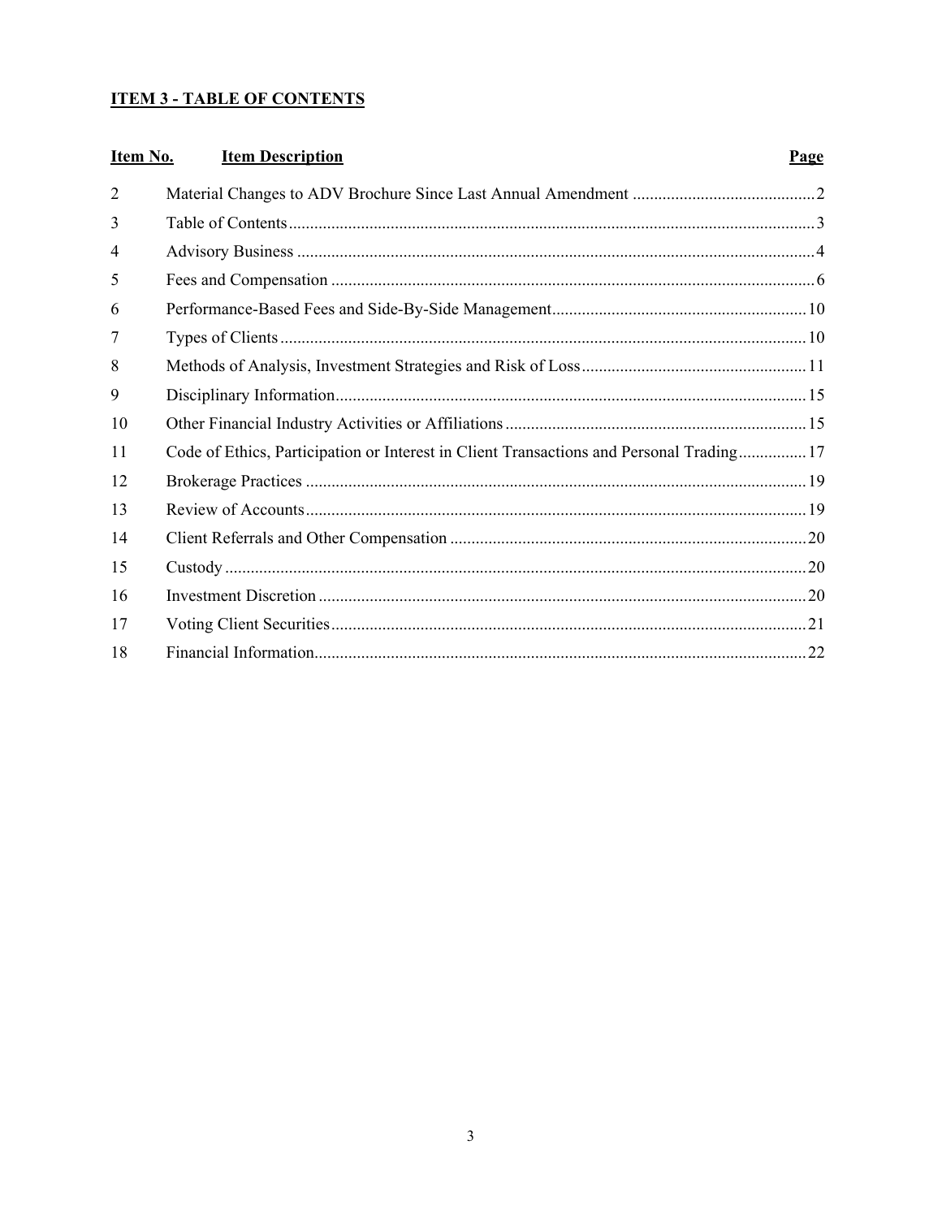## ITEM 3 - TABLE OF CONTENTS

| Item No. | Item Description | Page |
|---|---|---|
| 2 | Material Changes to ADV Brochure Since Last Annual Amendment | 2 |
| 3 | Table of Contents | 3 |
| 4 | Advisory Business | 4 |
| 5 | Fees and Compensation | 6 |
| 6 | Performance-Based Fees and Side-By-Side Management | 10 |
| 7 | Types of Clients | 10 |
| 8 | Methods of Analysis, Investment Strategies and Risk of Loss | 11 |
| 9 | Disciplinary Information | 15 |
| 10 | Other Financial Industry Activities or Affiliations | 15 |
| 11 | Code of Ethics, Participation or Interest in Client Transactions and Personal Trading | 17 |
| 12 | Brokerage Practices | 19 |
| 13 | Review of Accounts | 19 |
| 14 | Client Referrals and Other Compensation | 20 |
| 15 | Custody | 20 |
| 16 | Investment Discretion | 20 |
| 17 | Voting Client Securities | 21 |
| 18 | Financial Information | 22 |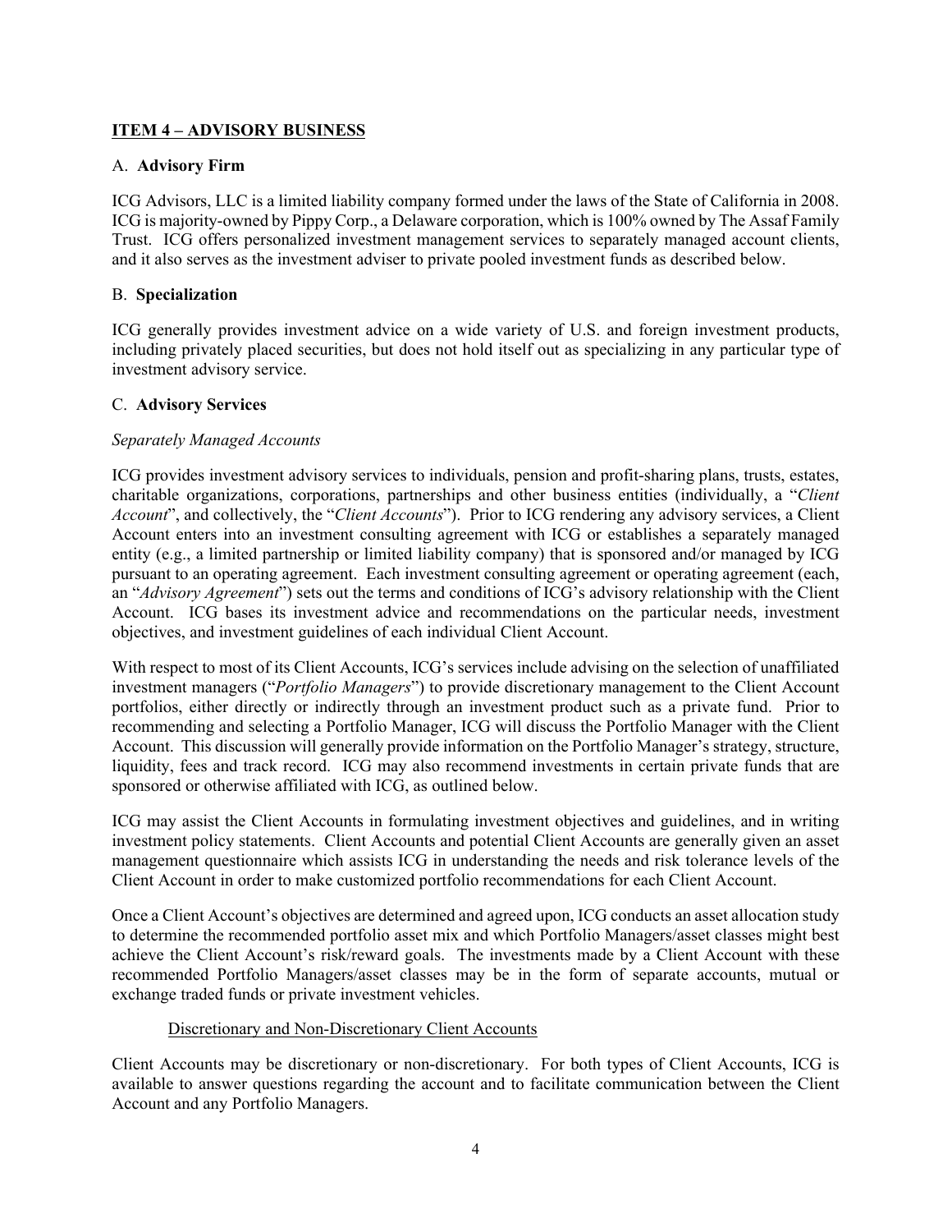## ITEM 4 – ADVISORY BUSINESS

### A. Advisory Firm

ICG Advisors, LLC is a limited liability company formed under the laws of the State of California in 2008. ICG is majority-owned by Pippy Corp., a Delaware corporation, which is 100% owned by The Assaf Family Trust. ICG offers personalized investment management services to separately managed account clients, and it also serves as the investment adviser to private pooled investment funds as described below.

### B. Specialization

ICG generally provides investment advice on a wide variety of U.S. and foreign investment products, including privately placed securities, but does not hold itself out as specializing in any particular type of investment advisory service.

### C. Advisory Services

*Separately Managed Accounts*

ICG provides investment advisory services to individuals, pension and profit-sharing plans, trusts, estates, charitable organizations, corporations, partnerships and other business entities (individually, a "*Client Account*", and collectively, the "*Client Accounts*"). Prior to ICG rendering any advisory services, a Client Account enters into an investment consulting agreement with ICG or establishes a separately managed entity (e.g., a limited partnership or limited liability company) that is sponsored and/or managed by ICG pursuant to an operating agreement. Each investment consulting agreement or operating agreement (each, an "*Advisory Agreement*") sets out the terms and conditions of ICG's advisory relationship with the Client Account. ICG bases its investment advice and recommendations on the particular needs, investment objectives, and investment guidelines of each individual Client Account.

With respect to most of its Client Accounts, ICG's services include advising on the selection of unaffiliated investment managers ("*Portfolio Managers*") to provide discretionary management to the Client Account portfolios, either directly or indirectly through an investment product such as a private fund. Prior to recommending and selecting a Portfolio Manager, ICG will discuss the Portfolio Manager with the Client Account. This discussion will generally provide information on the Portfolio Manager's strategy, structure, liquidity, fees and track record. ICG may also recommend investments in certain private funds that are sponsored or otherwise affiliated with ICG, as outlined below.

ICG may assist the Client Accounts in formulating investment objectives and guidelines, and in writing investment policy statements. Client Accounts and potential Client Accounts are generally given an asset management questionnaire which assists ICG in understanding the needs and risk tolerance levels of the Client Account in order to make customized portfolio recommendations for each Client Account.

Once a Client Account's objectives are determined and agreed upon, ICG conducts an asset allocation study to determine the recommended portfolio asset mix and which Portfolio Managers/asset classes might best achieve the Client Account's risk/reward goals. The investments made by a Client Account with these recommended Portfolio Managers/asset classes may be in the form of separate accounts, mutual or exchange traded funds or private investment vehicles.

<u>Discretionary and Non-Discretionary Client Accounts</u>

Client Accounts may be discretionary or non-discretionary. For both types of Client Accounts, ICG is available to answer questions regarding the account and to facilitate communication between the Client Account and any Portfolio Managers.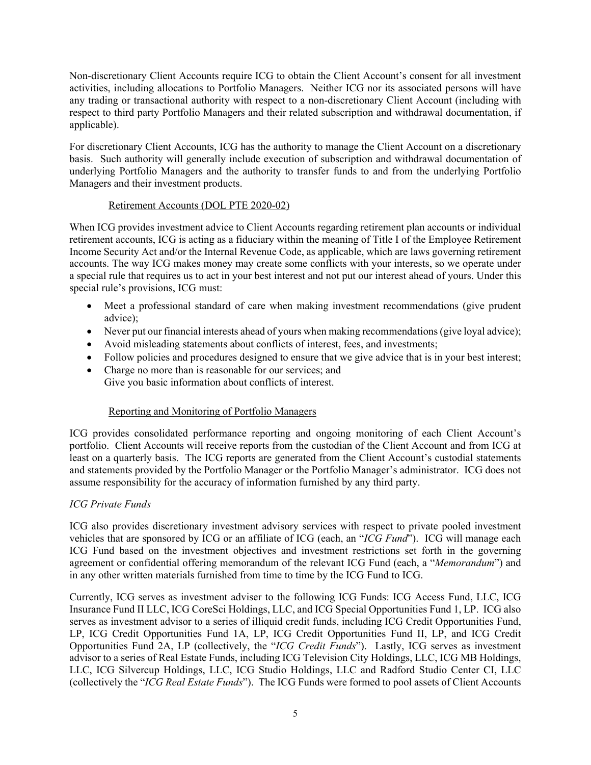Non-discretionary Client Accounts require ICG to obtain the Client Account's consent for all investment activities, including allocations to Portfolio Managers. Neither ICG nor its associated persons will have any trading or transactional authority with respect to a non-discretionary Client Account (including with respect to third party Portfolio Managers and their related subscription and withdrawal documentation, if applicable).

For discretionary Client Accounts, ICG has the authority to manage the Client Account on a discretionary basis. Such authority will generally include execution of subscription and withdrawal documentation of underlying Portfolio Managers and the authority to transfer funds to and from the underlying Portfolio Managers and their investment products.

Retirement Accounts (DOL PTE 2020-02)

When ICG provides investment advice to Client Accounts regarding retirement plan accounts or individual retirement accounts, ICG is acting as a fiduciary within the meaning of Title I of the Employee Retirement Income Security Act and/or the Internal Revenue Code, as applicable, which are laws governing retirement accounts. The way ICG makes money may create some conflicts with your interests, so we operate under a special rule that requires us to act in your best interest and not put our interest ahead of yours. Under this special rule's provisions, ICG must:

- Meet a professional standard of care when making investment recommendations (give prudent advice);
- Never put our financial interests ahead of yours when making recommendations (give loyal advice);
- Avoid misleading statements about conflicts of interest, fees, and investments;
- Follow policies and procedures designed to ensure that we give advice that is in your best interest;
- Charge no more than is reasonable for our services; and
  Give you basic information about conflicts of interest.

Reporting and Monitoring of Portfolio Managers

ICG provides consolidated performance reporting and ongoing monitoring of each Client Account's portfolio. Client Accounts will receive reports from the custodian of the Client Account and from ICG at least on a quarterly basis. The ICG reports are generated from the Client Account's custodial statements and statements provided by the Portfolio Manager or the Portfolio Manager's administrator. ICG does not assume responsibility for the accuracy of information furnished by any third party.

*ICG Private Funds*

ICG also provides discretionary investment advisory services with respect to private pooled investment vehicles that are sponsored by ICG or an affiliate of ICG (each, an "*ICG Fund*"). ICG will manage each ICG Fund based on the investment objectives and investment restrictions set forth in the governing agreement or confidential offering memorandum of the relevant ICG Fund (each, a "*Memorandum*") and in any other written materials furnished from time to time by the ICG Fund to ICG.

Currently, ICG serves as investment adviser to the following ICG Funds: ICG Access Fund, LLC, ICG Insurance Fund II LLC, ICG CoreSci Holdings, LLC, and ICG Special Opportunities Fund 1, LP. ICG also serves as investment advisor to a series of illiquid credit funds, including ICG Credit Opportunities Fund, LP, ICG Credit Opportunities Fund 1A, LP, ICG Credit Opportunities Fund II, LP, and ICG Credit Opportunities Fund 2A, LP (collectively, the "*ICG Credit Funds*"). Lastly, ICG serves as investment advisor to a series of Real Estate Funds, including ICG Television City Holdings, LLC, ICG MB Holdings, LLC, ICG Silvercup Holdings, LLC, ICG Studio Holdings, LLC and Radford Studio Center CI, LLC (collectively the "*ICG Real Estate Funds*"). The ICG Funds were formed to pool assets of Client Accounts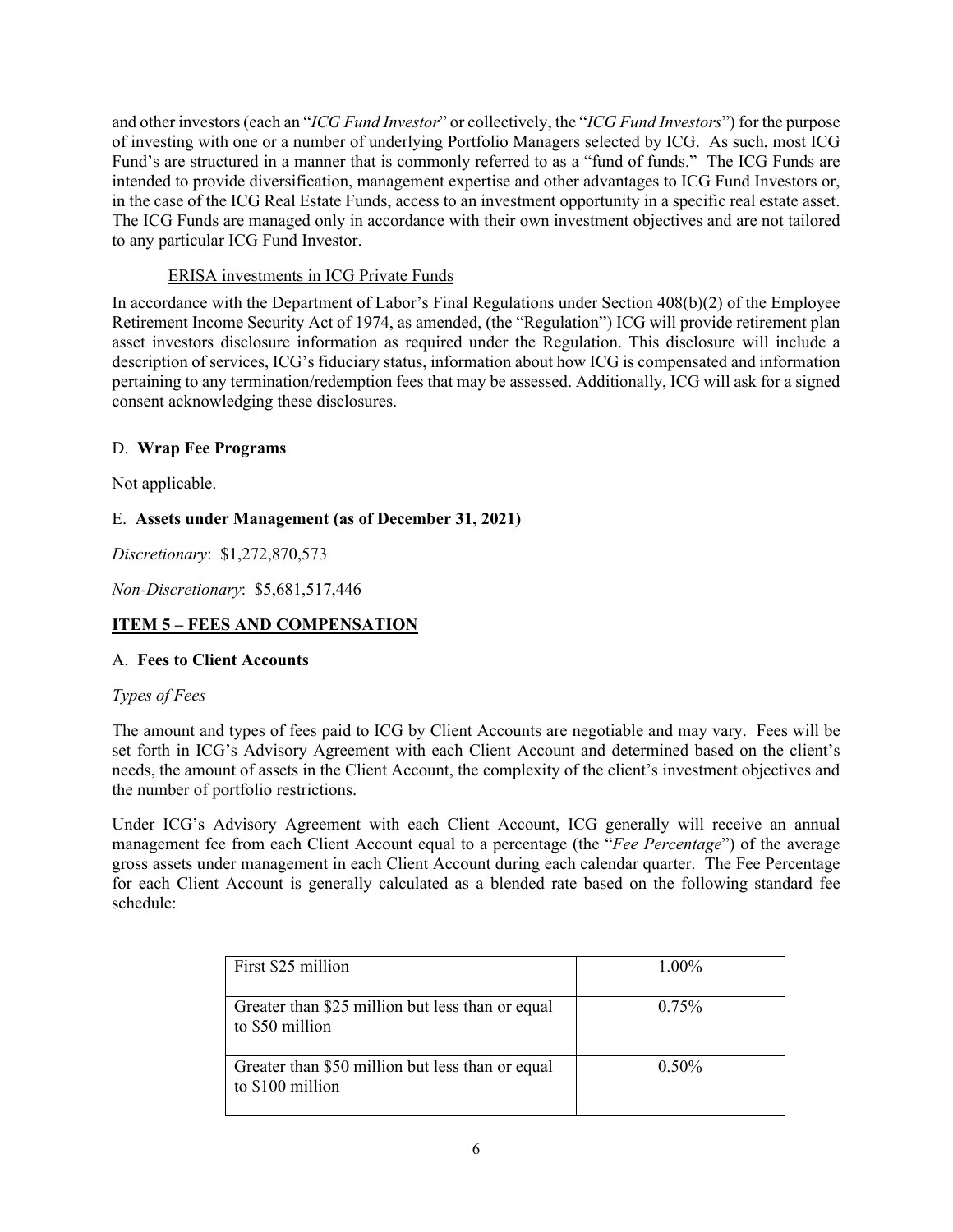and other investors (each an "*ICG Fund Investor*" or collectively, the "*ICG Fund Investors*") for the purpose of investing with one or a number of underlying Portfolio Managers selected by ICG. As such, most ICG Fund's are structured in a manner that is commonly referred to as a "fund of funds." The ICG Funds are intended to provide diversification, management expertise and other advantages to ICG Fund Investors or, in the case of the ICG Real Estate Funds, access to an investment opportunity in a specific real estate asset. The ICG Funds are managed only in accordance with their own investment objectives and are not tailored to any particular ICG Fund Investor.

<u>ERISA investments in ICG Private Funds</u>

In accordance with the Department of Labor's Final Regulations under Section 408(b)(2) of the Employee Retirement Income Security Act of 1974, as amended, (the "Regulation") ICG will provide retirement plan asset investors disclosure information as required under the Regulation. This disclosure will include a description of services, ICG's fiduciary status, information about how ICG is compensated and information pertaining to any termination/redemption fees that may be assessed. Additionally, ICG will ask for a signed consent acknowledging these disclosures.

D. **Wrap Fee Programs**

Not applicable.

E. **Assets under Management (as of December 31, 2021)**

*Discretionary*: $1,272,870,573

*Non-Discretionary*: $5,681,517,446

## ITEM 5 – FEES AND COMPENSATION

A. **Fees to Client Accounts**

*Types of Fees*

The amount and types of fees paid to ICG by Client Accounts are negotiable and may vary. Fees will be set forth in ICG's Advisory Agreement with each Client Account and determined based on the client's needs, the amount of assets in the Client Account, the complexity of the client's investment objectives and the number of portfolio restrictions.

Under ICG's Advisory Agreement with each Client Account, ICG generally will receive an annual management fee from each Client Account equal to a percentage (the "*Fee Percentage*") of the average gross assets under management in each Client Account during each calendar quarter. The Fee Percentage for each Client Account is generally calculated as a blended rate based on the following standard fee schedule:

| | |
|---|---|
| First $25 million | 1.00% |
| Greater than $25 million but less than or equal to $50 million | 0.75% |
| Greater than $50 million but less than or equal to $100 million | 0.50% |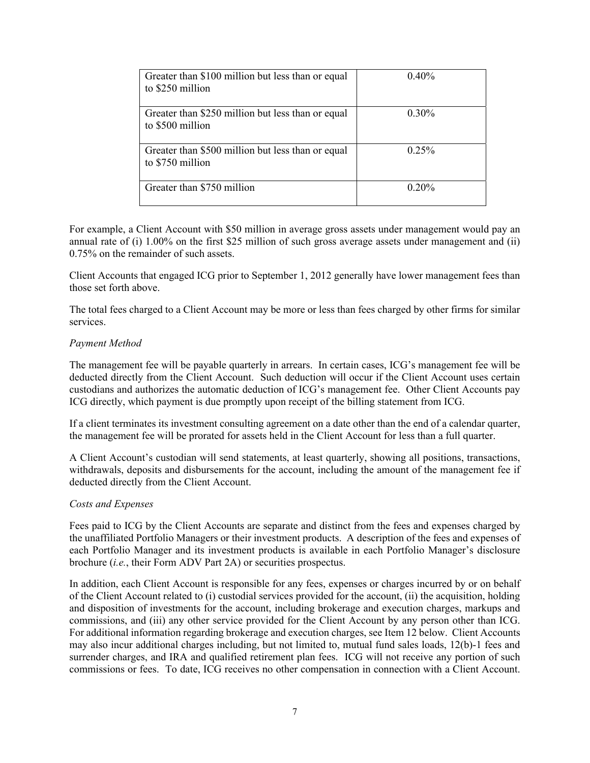| | |
|---|---|
| Greater than \$100 million but less than or equal to \$250 million | 0.40% |
| Greater than \$250 million but less than or equal to \$500 million | 0.30% |
| Greater than \$500 million but less than or equal to \$750 million | 0.25% |
| Greater than \$750 million | 0.20% |

For example, a Client Account with \$50 million in average gross assets under management would pay an annual rate of (i) 1.00% on the first \$25 million of such gross average assets under management and (ii) 0.75% on the remainder of such assets.

Client Accounts that engaged ICG prior to September 1, 2012 generally have lower management fees than those set forth above.

The total fees charged to a Client Account may be more or less than fees charged by other firms for similar services.

*Payment Method*

The management fee will be payable quarterly in arrears. In certain cases, ICG's management fee will be deducted directly from the Client Account. Such deduction will occur if the Client Account uses certain custodians and authorizes the automatic deduction of ICG's management fee. Other Client Accounts pay ICG directly, which payment is due promptly upon receipt of the billing statement from ICG.

If a client terminates its investment consulting agreement on a date other than the end of a calendar quarter, the management fee will be prorated for assets held in the Client Account for less than a full quarter.

A Client Account's custodian will send statements, at least quarterly, showing all positions, transactions, withdrawals, deposits and disbursements for the account, including the amount of the management fee if deducted directly from the Client Account.

*Costs and Expenses*

Fees paid to ICG by the Client Accounts are separate and distinct from the fees and expenses charged by the unaffiliated Portfolio Managers or their investment products. A description of the fees and expenses of each Portfolio Manager and its investment products is available in each Portfolio Manager's disclosure brochure (*i.e.*, their Form ADV Part 2A) or securities prospectus.

In addition, each Client Account is responsible for any fees, expenses or charges incurred by or on behalf of the Client Account related to (i) custodial services provided for the account, (ii) the acquisition, holding and disposition of investments for the account, including brokerage and execution charges, markups and commissions, and (iii) any other service provided for the Client Account by any person other than ICG. For additional information regarding brokerage and execution charges, see Item 12 below. Client Accounts may also incur additional charges including, but not limited to, mutual fund sales loads, 12(b)-1 fees and surrender charges, and IRA and qualified retirement plan fees. ICG will not receive any portion of such commissions or fees. To date, ICG receives no other compensation in connection with a Client Account.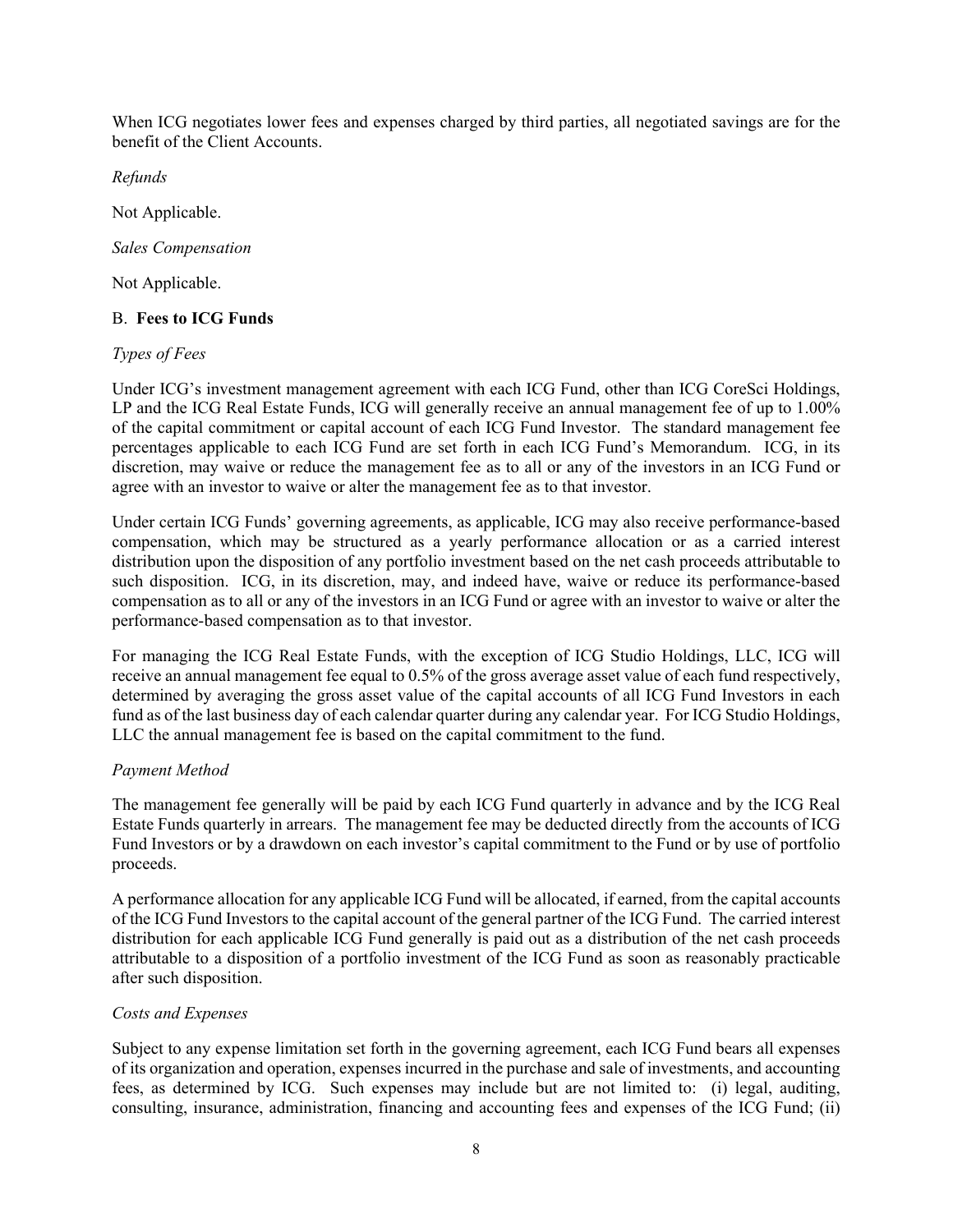When ICG negotiates lower fees and expenses charged by third parties, all negotiated savings are for the benefit of the Client Accounts.

*Refunds*

Not Applicable.

*Sales Compensation*

Not Applicable.

B. **Fees to ICG Funds**

*Types of Fees*

Under ICG's investment management agreement with each ICG Fund, other than ICG CoreSci Holdings, LP and the ICG Real Estate Funds, ICG will generally receive an annual management fee of up to 1.00% of the capital commitment or capital account of each ICG Fund Investor. The standard management fee percentages applicable to each ICG Fund are set forth in each ICG Fund's Memorandum. ICG, in its discretion, may waive or reduce the management fee as to all or any of the investors in an ICG Fund or agree with an investor to waive or alter the management fee as to that investor.

Under certain ICG Funds' governing agreements, as applicable, ICG may also receive performance-based compensation, which may be structured as a yearly performance allocation or as a carried interest distribution upon the disposition of any portfolio investment based on the net cash proceeds attributable to such disposition. ICG, in its discretion, may, and indeed have, waive or reduce its performance-based compensation as to all or any of the investors in an ICG Fund or agree with an investor to waive or alter the performance-based compensation as to that investor.

For managing the ICG Real Estate Funds, with the exception of ICG Studio Holdings, LLC, ICG will receive an annual management fee equal to 0.5% of the gross average asset value of each fund respectively, determined by averaging the gross asset value of the capital accounts of all ICG Fund Investors in each fund as of the last business day of each calendar quarter during any calendar year. For ICG Studio Holdings, LLC the annual management fee is based on the capital commitment to the fund.

*Payment Method*

The management fee generally will be paid by each ICG Fund quarterly in advance and by the ICG Real Estate Funds quarterly in arrears. The management fee may be deducted directly from the accounts of ICG Fund Investors or by a drawdown on each investor's capital commitment to the Fund or by use of portfolio proceeds.

A performance allocation for any applicable ICG Fund will be allocated, if earned, from the capital accounts of the ICG Fund Investors to the capital account of the general partner of the ICG Fund. The carried interest distribution for each applicable ICG Fund generally is paid out as a distribution of the net cash proceeds attributable to a disposition of a portfolio investment of the ICG Fund as soon as reasonably practicable after such disposition.

*Costs and Expenses*

Subject to any expense limitation set forth in the governing agreement, each ICG Fund bears all expenses of its organization and operation, expenses incurred in the purchase and sale of investments, and accounting fees, as determined by ICG. Such expenses may include but are not limited to: (i) legal, auditing, consulting, insurance, administration, financing and accounting fees and expenses of the ICG Fund; (ii)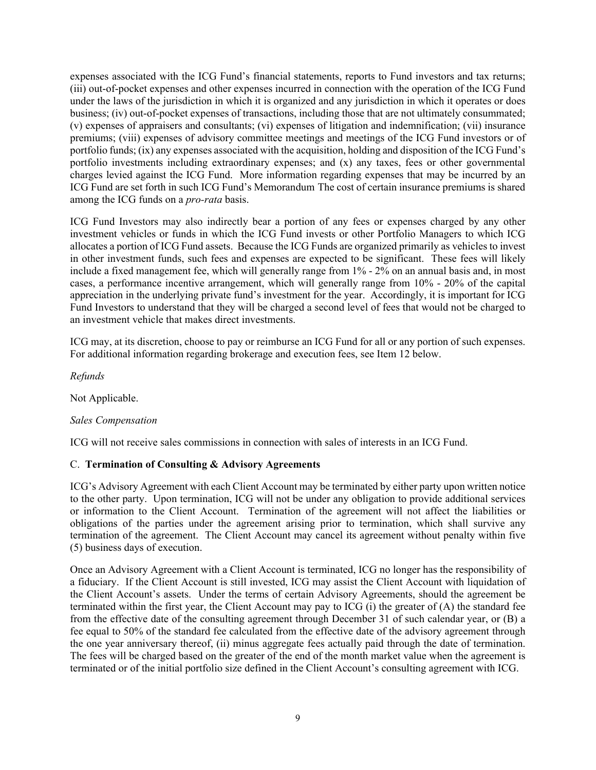expenses associated with the ICG Fund's financial statements, reports to Fund investors and tax returns; (iii) out-of-pocket expenses and other expenses incurred in connection with the operation of the ICG Fund under the laws of the jurisdiction in which it is organized and any jurisdiction in which it operates or does business; (iv) out-of-pocket expenses of transactions, including those that are not ultimately consummated; (v) expenses of appraisers and consultants; (vi) expenses of litigation and indemnification; (vii) insurance premiums; (viii) expenses of advisory committee meetings and meetings of the ICG Fund investors or of portfolio funds; (ix) any expenses associated with the acquisition, holding and disposition of the ICG Fund's portfolio investments including extraordinary expenses; and (x) any taxes, fees or other governmental charges levied against the ICG Fund. More information regarding expenses that may be incurred by an ICG Fund are set forth in such ICG Fund's Memorandum The cost of certain insurance premiums is shared among the ICG funds on a *pro-rata* basis.

ICG Fund Investors may also indirectly bear a portion of any fees or expenses charged by any other investment vehicles or funds in which the ICG Fund invests or other Portfolio Managers to which ICG allocates a portion of ICG Fund assets. Because the ICG Funds are organized primarily as vehicles to invest in other investment funds, such fees and expenses are expected to be significant. These fees will likely include a fixed management fee, which will generally range from 1% - 2% on an annual basis and, in most cases, a performance incentive arrangement, which will generally range from 10% - 20% of the capital appreciation in the underlying private fund's investment for the year. Accordingly, it is important for ICG Fund Investors to understand that they will be charged a second level of fees that would not be charged to an investment vehicle that makes direct investments.

ICG may, at its discretion, choose to pay or reimburse an ICG Fund for all or any portion of such expenses. For additional information regarding brokerage and execution fees, see Item 12 below.

*Refunds*

Not Applicable.

*Sales Compensation*

ICG will not receive sales commissions in connection with sales of interests in an ICG Fund.

C. **Termination of Consulting & Advisory Agreements**

ICG's Advisory Agreement with each Client Account may be terminated by either party upon written notice to the other party. Upon termination, ICG will not be under any obligation to provide additional services or information to the Client Account. Termination of the agreement will not affect the liabilities or obligations of the parties under the agreement arising prior to termination, which shall survive any termination of the agreement. The Client Account may cancel its agreement without penalty within five (5) business days of execution.

Once an Advisory Agreement with a Client Account is terminated, ICG no longer has the responsibility of a fiduciary. If the Client Account is still invested, ICG may assist the Client Account with liquidation of the Client Account's assets. Under the terms of certain Advisory Agreements, should the agreement be terminated within the first year, the Client Account may pay to ICG (i) the greater of (A) the standard fee from the effective date of the consulting agreement through December 31 of such calendar year, or (B) a fee equal to 50% of the standard fee calculated from the effective date of the advisory agreement through the one year anniversary thereof, (ii) minus aggregate fees actually paid through the date of termination. The fees will be charged based on the greater of the end of the month market value when the agreement is terminated or of the initial portfolio size defined in the Client Account's consulting agreement with ICG.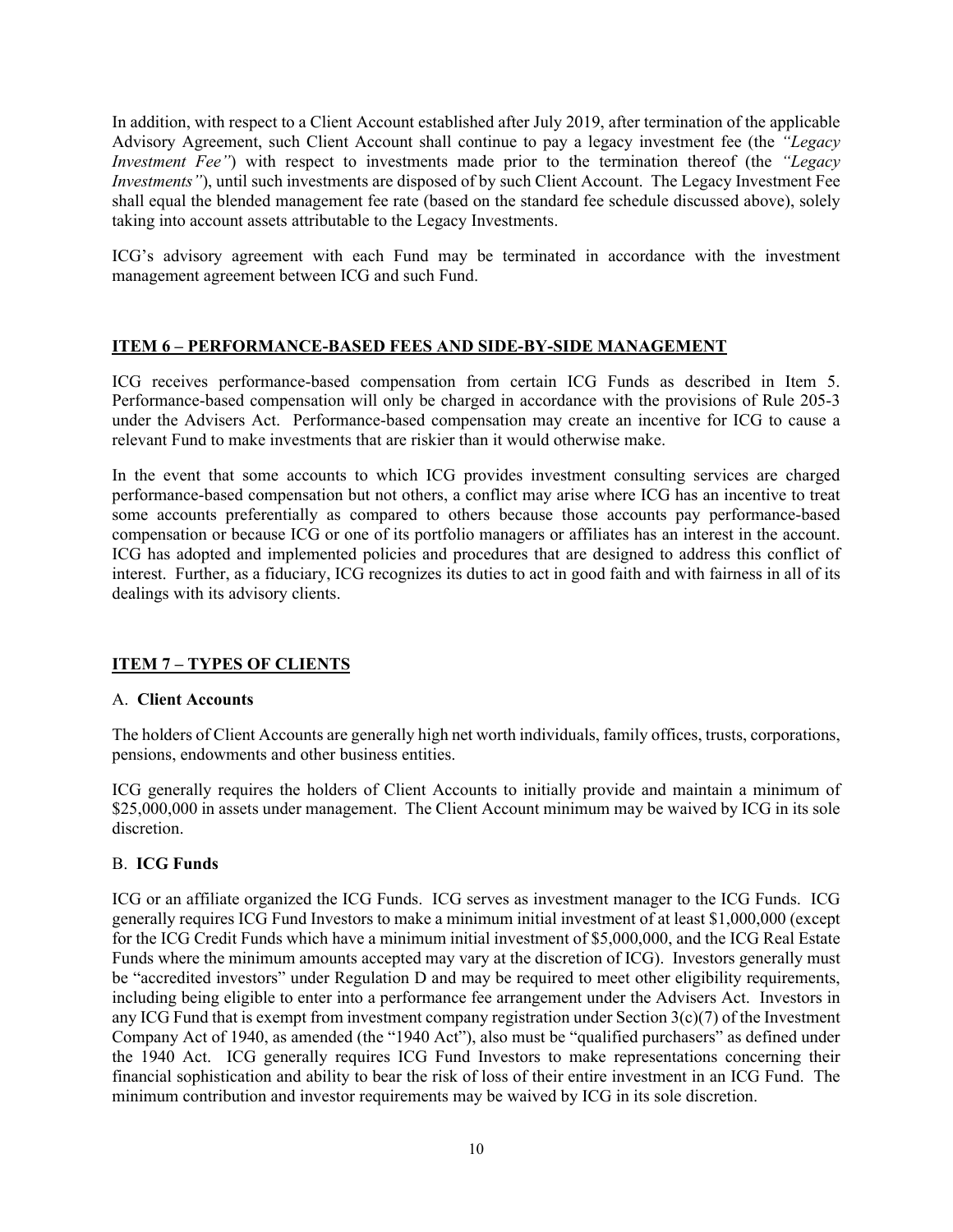In addition, with respect to a Client Account established after July 2019, after termination of the applicable Advisory Agreement, such Client Account shall continue to pay a legacy investment fee (the *"Legacy Investment Fee"*) with respect to investments made prior to the termination thereof (the *"Legacy Investments"*), until such investments are disposed of by such Client Account. The Legacy Investment Fee shall equal the blended management fee rate (based on the standard fee schedule discussed above), solely taking into account assets attributable to the Legacy Investments.

ICG's advisory agreement with each Fund may be terminated in accordance with the investment management agreement between ICG and such Fund.

## ITEM 6 – PERFORMANCE-BASED FEES AND SIDE-BY-SIDE MANAGEMENT

ICG receives performance-based compensation from certain ICG Funds as described in Item 5. Performance-based compensation will only be charged in accordance with the provisions of Rule 205-3 under the Advisers Act. Performance-based compensation may create an incentive for ICG to cause a relevant Fund to make investments that are riskier than it would otherwise make.

In the event that some accounts to which ICG provides investment consulting services are charged performance-based compensation but not others, a conflict may arise where ICG has an incentive to treat some accounts preferentially as compared to others because those accounts pay performance-based compensation or because ICG or one of its portfolio managers or affiliates has an interest in the account. ICG has adopted and implemented policies and procedures that are designed to address this conflict of interest. Further, as a fiduciary, ICG recognizes its duties to act in good faith and with fairness in all of its dealings with its advisory clients.

## ITEM 7 – TYPES OF CLIENTS

### A. **Client Accounts**

The holders of Client Accounts are generally high net worth individuals, family offices, trusts, corporations, pensions, endowments and other business entities.

ICG generally requires the holders of Client Accounts to initially provide and maintain a minimum of $25,000,000 in assets under management. The Client Account minimum may be waived by ICG in its sole discretion.

### B. **ICG Funds**

ICG or an affiliate organized the ICG Funds. ICG serves as investment manager to the ICG Funds. ICG generally requires ICG Fund Investors to make a minimum initial investment of at least $1,000,000 (except for the ICG Credit Funds which have a minimum initial investment of $5,000,000, and the ICG Real Estate Funds where the minimum amounts accepted may vary at the discretion of ICG). Investors generally must be "accredited investors" under Regulation D and may be required to meet other eligibility requirements, including being eligible to enter into a performance fee arrangement under the Advisers Act. Investors in any ICG Fund that is exempt from investment company registration under Section 3(c)(7) of the Investment Company Act of 1940, as amended (the "1940 Act"), also must be "qualified purchasers" as defined under the 1940 Act. ICG generally requires ICG Fund Investors to make representations concerning their financial sophistication and ability to bear the risk of loss of their entire investment in an ICG Fund. The minimum contribution and investor requirements may be waived by ICG in its sole discretion.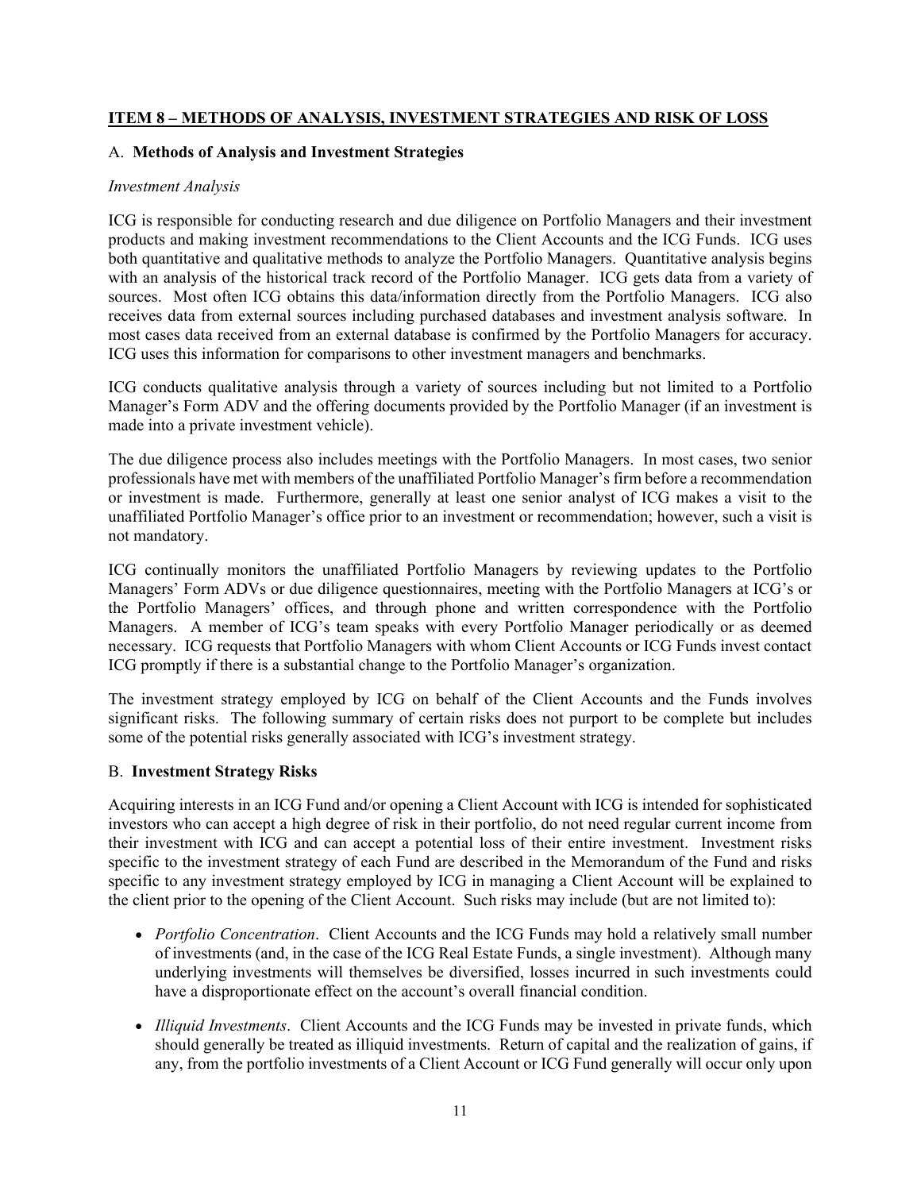## ITEM 8 – METHODS OF ANALYSIS, INVESTMENT STRATEGIES AND RISK OF LOSS

### A. **Methods of Analysis and Investment Strategies**

*Investment Analysis*

ICG is responsible for conducting research and due diligence on Portfolio Managers and their investment products and making investment recommendations to the Client Accounts and the ICG Funds. ICG uses both quantitative and qualitative methods to analyze the Portfolio Managers. Quantitative analysis begins with an analysis of the historical track record of the Portfolio Manager. ICG gets data from a variety of sources. Most often ICG obtains this data/information directly from the Portfolio Managers. ICG also receives data from external sources including purchased databases and investment analysis software. In most cases data received from an external database is confirmed by the Portfolio Managers for accuracy. ICG uses this information for comparisons to other investment managers and benchmarks.

ICG conducts qualitative analysis through a variety of sources including but not limited to a Portfolio Manager's Form ADV and the offering documents provided by the Portfolio Manager (if an investment is made into a private investment vehicle).

The due diligence process also includes meetings with the Portfolio Managers. In most cases, two senior professionals have met with members of the unaffiliated Portfolio Manager's firm before a recommendation or investment is made. Furthermore, generally at least one senior analyst of ICG makes a visit to the unaffiliated Portfolio Manager's office prior to an investment or recommendation; however, such a visit is not mandatory.

ICG continually monitors the unaffiliated Portfolio Managers by reviewing updates to the Portfolio Managers' Form ADVs or due diligence questionnaires, meeting with the Portfolio Managers at ICG's or the Portfolio Managers' offices, and through phone and written correspondence with the Portfolio Managers. A member of ICG's team speaks with every Portfolio Manager periodically or as deemed necessary. ICG requests that Portfolio Managers with whom Client Accounts or ICG Funds invest contact ICG promptly if there is a substantial change to the Portfolio Manager's organization.

The investment strategy employed by ICG on behalf of the Client Accounts and the Funds involves significant risks. The following summary of certain risks does not purport to be complete but includes some of the potential risks generally associated with ICG's investment strategy.

### B. **Investment Strategy Risks**

Acquiring interests in an ICG Fund and/or opening a Client Account with ICG is intended for sophisticated investors who can accept a high degree of risk in their portfolio, do not need regular current income from their investment with ICG and can accept a potential loss of their entire investment. Investment risks specific to the investment strategy of each Fund are described in the Memorandum of the Fund and risks specific to any investment strategy employed by ICG in managing a Client Account will be explained to the client prior to the opening of the Client Account. Such risks may include (but are not limited to):

- *Portfolio Concentration*. Client Accounts and the ICG Funds may hold a relatively small number of investments (and, in the case of the ICG Real Estate Funds, a single investment). Although many underlying investments will themselves be diversified, losses incurred in such investments could have a disproportionate effect on the account's overall financial condition.
- *Illiquid Investments*. Client Accounts and the ICG Funds may be invested in private funds, which should generally be treated as illiquid investments. Return of capital and the realization of gains, if any, from the portfolio investments of a Client Account or ICG Fund generally will occur only upon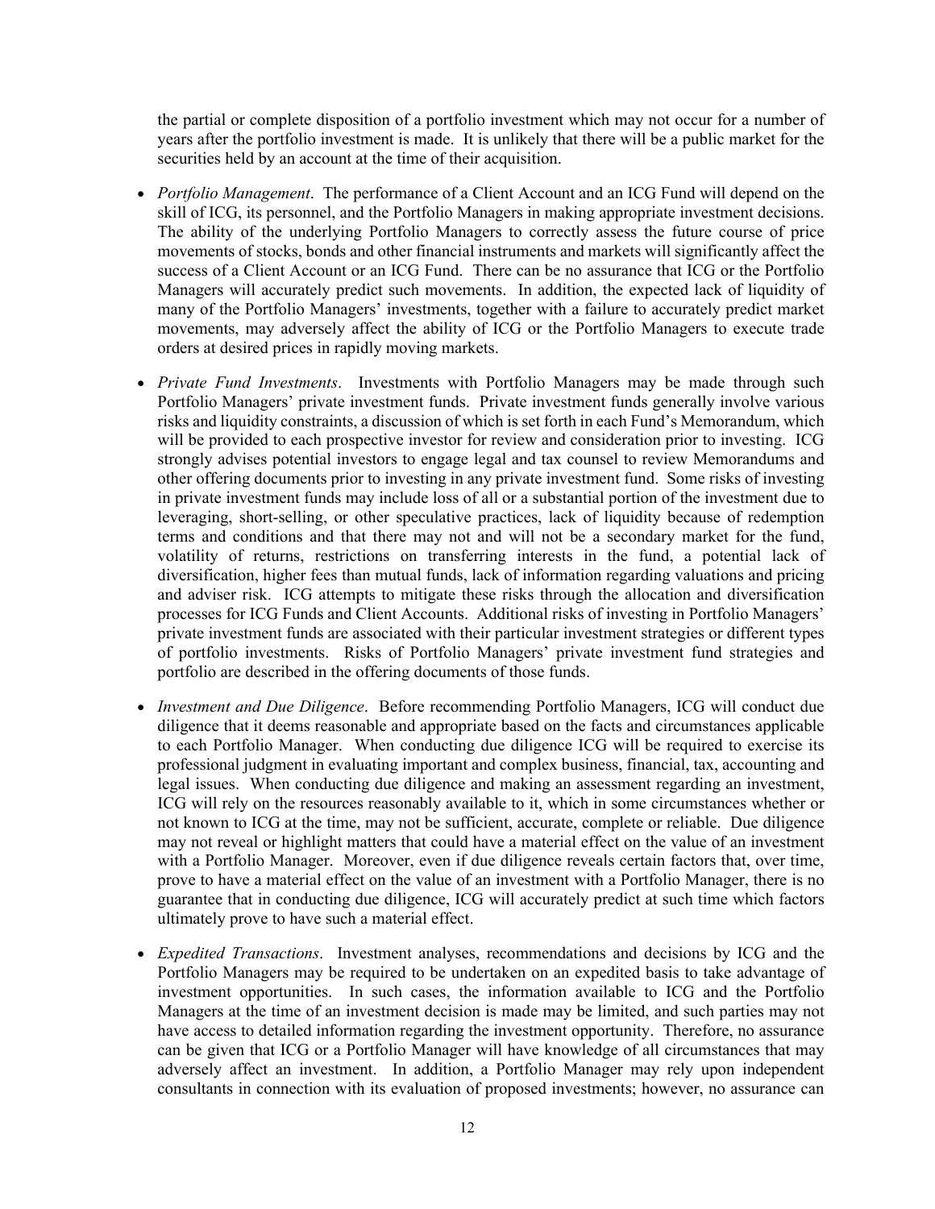the partial or complete disposition of a portfolio investment which may not occur for a number of years after the portfolio investment is made. It is unlikely that there will be a public market for the securities held by an account at the time of their acquisition.

- *Portfolio Management*. The performance of a Client Account and an ICG Fund will depend on the skill of ICG, its personnel, and the Portfolio Managers in making appropriate investment decisions. The ability of the underlying Portfolio Managers to correctly assess the future course of price movements of stocks, bonds and other financial instruments and markets will significantly affect the success of a Client Account or an ICG Fund. There can be no assurance that ICG or the Portfolio Managers will accurately predict such movements. In addition, the expected lack of liquidity of many of the Portfolio Managers' investments, together with a failure to accurately predict market movements, may adversely affect the ability of ICG or the Portfolio Managers to execute trade orders at desired prices in rapidly moving markets.

- *Private Fund Investments*. Investments with Portfolio Managers may be made through such Portfolio Managers' private investment funds. Private investment funds generally involve various risks and liquidity constraints, a discussion of which is set forth in each Fund's Memorandum, which will be provided to each prospective investor for review and consideration prior to investing. ICG strongly advises potential investors to engage legal and tax counsel to review Memorandums and other offering documents prior to investing in any private investment fund. Some risks of investing in private investment funds may include loss of all or a substantial portion of the investment due to leveraging, short-selling, or other speculative practices, lack of liquidity because of redemption terms and conditions and that there may not and will not be a secondary market for the fund, volatility of returns, restrictions on transferring interests in the fund, a potential lack of diversification, higher fees than mutual funds, lack of information regarding valuations and pricing and adviser risk. ICG attempts to mitigate these risks through the allocation and diversification processes for ICG Funds and Client Accounts. Additional risks of investing in Portfolio Managers' private investment funds are associated with their particular investment strategies or different types of portfolio investments. Risks of Portfolio Managers' private investment fund strategies and portfolio are described in the offering documents of those funds.

- *Investment and Due Diligence*. Before recommending Portfolio Managers, ICG will conduct due diligence that it deems reasonable and appropriate based on the facts and circumstances applicable to each Portfolio Manager. When conducting due diligence ICG will be required to exercise its professional judgment in evaluating important and complex business, financial, tax, accounting and legal issues. When conducting due diligence and making an assessment regarding an investment, ICG will rely on the resources reasonably available to it, which in some circumstances whether or not known to ICG at the time, may not be sufficient, accurate, complete or reliable. Due diligence may not reveal or highlight matters that could have a material effect on the value of an investment with a Portfolio Manager. Moreover, even if due diligence reveals certain factors that, over time, prove to have a material effect on the value of an investment with a Portfolio Manager, there is no guarantee that in conducting due diligence, ICG will accurately predict at such time which factors ultimately prove to have such a material effect.

- *Expedited Transactions*. Investment analyses, recommendations and decisions by ICG and the Portfolio Managers may be required to be undertaken on an expedited basis to take advantage of investment opportunities. In such cases, the information available to ICG and the Portfolio Managers at the time of an investment decision is made may be limited, and such parties may not have access to detailed information regarding the investment opportunity. Therefore, no assurance can be given that ICG or a Portfolio Manager will have knowledge of all circumstances that may adversely affect an investment. In addition, a Portfolio Manager may rely upon independent consultants in connection with its evaluation of proposed investments; however, no assurance can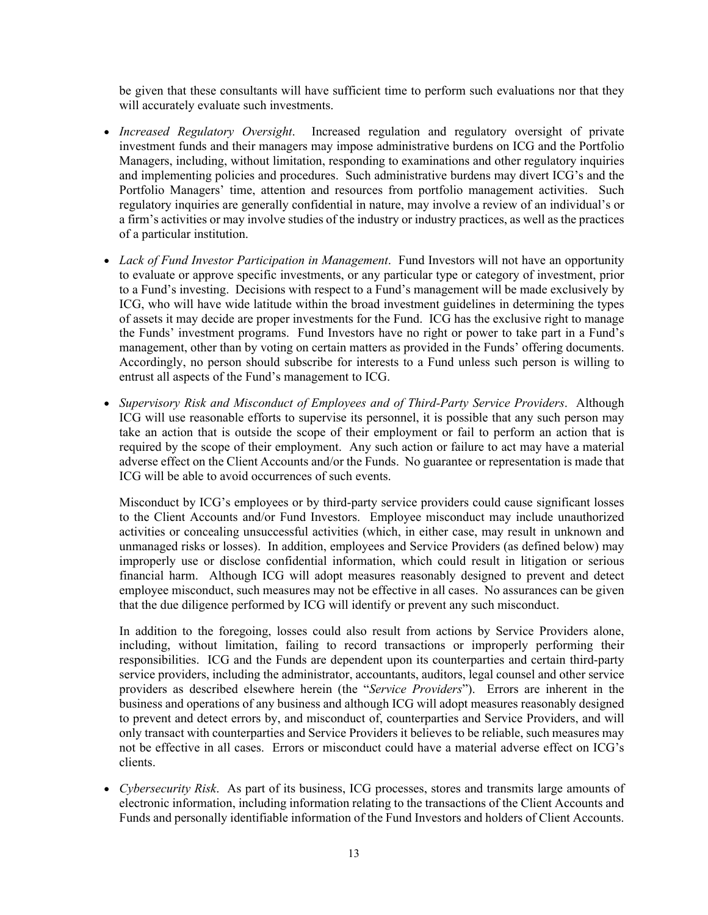be given that these consultants will have sufficient time to perform such evaluations nor that they will accurately evaluate such investments.

- *Increased Regulatory Oversight*. Increased regulation and regulatory oversight of private investment funds and their managers may impose administrative burdens on ICG and the Portfolio Managers, including, without limitation, responding to examinations and other regulatory inquiries and implementing policies and procedures. Such administrative burdens may divert ICG's and the Portfolio Managers' time, attention and resources from portfolio management activities. Such regulatory inquiries are generally confidential in nature, may involve a review of an individual's or a firm's activities or may involve studies of the industry or industry practices, as well as the practices of a particular institution.

- *Lack of Fund Investor Participation in Management*. Fund Investors will not have an opportunity to evaluate or approve specific investments, or any particular type or category of investment, prior to a Fund's investing. Decisions with respect to a Fund's management will be made exclusively by ICG, who will have wide latitude within the broad investment guidelines in determining the types of assets it may decide are proper investments for the Fund. ICG has the exclusive right to manage the Funds' investment programs. Fund Investors have no right or power to take part in a Fund's management, other than by voting on certain matters as provided in the Funds' offering documents. Accordingly, no person should subscribe for interests to a Fund unless such person is willing to entrust all aspects of the Fund's management to ICG.

- *Supervisory Risk and Misconduct of Employees and of Third-Party Service Providers*. Although ICG will use reasonable efforts to supervise its personnel, it is possible that any such person may take an action that is outside the scope of their employment or fail to perform an action that is required by the scope of their employment. Any such action or failure to act may have a material adverse effect on the Client Accounts and/or the Funds. No guarantee or representation is made that ICG will be able to avoid occurrences of such events.

  Misconduct by ICG's employees or by third-party service providers could cause significant losses to the Client Accounts and/or Fund Investors. Employee misconduct may include unauthorized activities or concealing unsuccessful activities (which, in either case, may result in unknown and unmanaged risks or losses). In addition, employees and Service Providers (as defined below) may improperly use or disclose confidential information, which could result in litigation or serious financial harm. Although ICG will adopt measures reasonably designed to prevent and detect employee misconduct, such measures may not be effective in all cases. No assurances can be given that the due diligence performed by ICG will identify or prevent any such misconduct.

  In addition to the foregoing, losses could also result from actions by Service Providers alone, including, without limitation, failing to record transactions or improperly performing their responsibilities. ICG and the Funds are dependent upon its counterparties and certain third-party service providers, including the administrator, accountants, auditors, legal counsel and other service providers as described elsewhere herein (the "*Service Providers*"). Errors are inherent in the business and operations of any business and although ICG will adopt measures reasonably designed to prevent and detect errors by, and misconduct of, counterparties and Service Providers, and will only transact with counterparties and Service Providers it believes to be reliable, such measures may not be effective in all cases. Errors or misconduct could have a material adverse effect on ICG's clients.

- *Cybersecurity Risk*. As part of its business, ICG processes, stores and transmits large amounts of electronic information, including information relating to the transactions of the Client Accounts and Funds and personally identifiable information of the Fund Investors and holders of Client Accounts.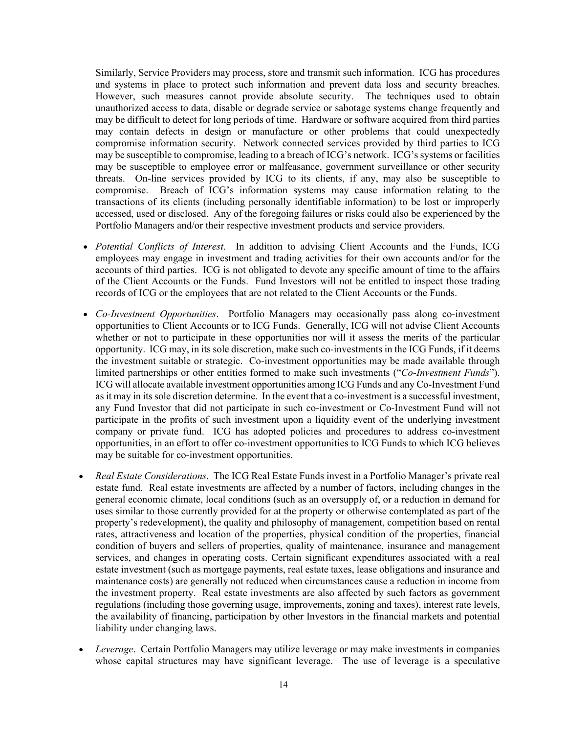Similarly, Service Providers may process, store and transmit such information. ICG has procedures and systems in place to protect such information and prevent data loss and security breaches. However, such measures cannot provide absolute security. The techniques used to obtain unauthorized access to data, disable or degrade service or sabotage systems change frequently and may be difficult to detect for long periods of time. Hardware or software acquired from third parties may contain defects in design or manufacture or other problems that could unexpectedly compromise information security. Network connected services provided by third parties to ICG may be susceptible to compromise, leading to a breach of ICG's network. ICG's systems or facilities may be susceptible to employee error or malfeasance, government surveillance or other security threats. On-line services provided by ICG to its clients, if any, may also be susceptible to compromise. Breach of ICG's information systems may cause information relating to the transactions of its clients (including personally identifiable information) to be lost or improperly accessed, used or disclosed. Any of the foregoing failures or risks could also be experienced by the Portfolio Managers and/or their respective investment products and service providers.

- *Potential Conflicts of Interest*. In addition to advising Client Accounts and the Funds, ICG employees may engage in investment and trading activities for their own accounts and/or for the accounts of third parties. ICG is not obligated to devote any specific amount of time to the affairs of the Client Accounts or the Funds. Fund Investors will not be entitled to inspect those trading records of ICG or the employees that are not related to the Client Accounts or the Funds.

- *Co-Investment Opportunities*. Portfolio Managers may occasionally pass along co-investment opportunities to Client Accounts or to ICG Funds. Generally, ICG will not advise Client Accounts whether or not to participate in these opportunities nor will it assess the merits of the particular opportunity. ICG may, in its sole discretion, make such co-investments in the ICG Funds, if it deems the investment suitable or strategic. Co-investment opportunities may be made available through limited partnerships or other entities formed to make such investments ("*Co-Investment Funds*"). ICG will allocate available investment opportunities among ICG Funds and any Co-Investment Fund as it may in its sole discretion determine. In the event that a co-investment is a successful investment, any Fund Investor that did not participate in such co-investment or Co-Investment Fund will not participate in the profits of such investment upon a liquidity event of the underlying investment company or private fund. ICG has adopted policies and procedures to address co-investment opportunities, in an effort to offer co-investment opportunities to ICG Funds to which ICG believes may be suitable for co-investment opportunities.

- *Real Estate Considerations*. The ICG Real Estate Funds invest in a Portfolio Manager's private real estate fund. Real estate investments are affected by a number of factors, including changes in the general economic climate, local conditions (such as an oversupply of, or a reduction in demand for uses similar to those currently provided for at the property or otherwise contemplated as part of the property's redevelopment), the quality and philosophy of management, competition based on rental rates, attractiveness and location of the properties, physical condition of the properties, financial condition of buyers and sellers of properties, quality of maintenance, insurance and management services, and changes in operating costs. Certain significant expenditures associated with a real estate investment (such as mortgage payments, real estate taxes, lease obligations and insurance and maintenance costs) are generally not reduced when circumstances cause a reduction in income from the investment property. Real estate investments are also affected by such factors as government regulations (including those governing usage, improvements, zoning and taxes), interest rate levels, the availability of financing, participation by other Investors in the financial markets and potential liability under changing laws.

- *Leverage*. Certain Portfolio Managers may utilize leverage or may make investments in companies whose capital structures may have significant leverage. The use of leverage is a speculative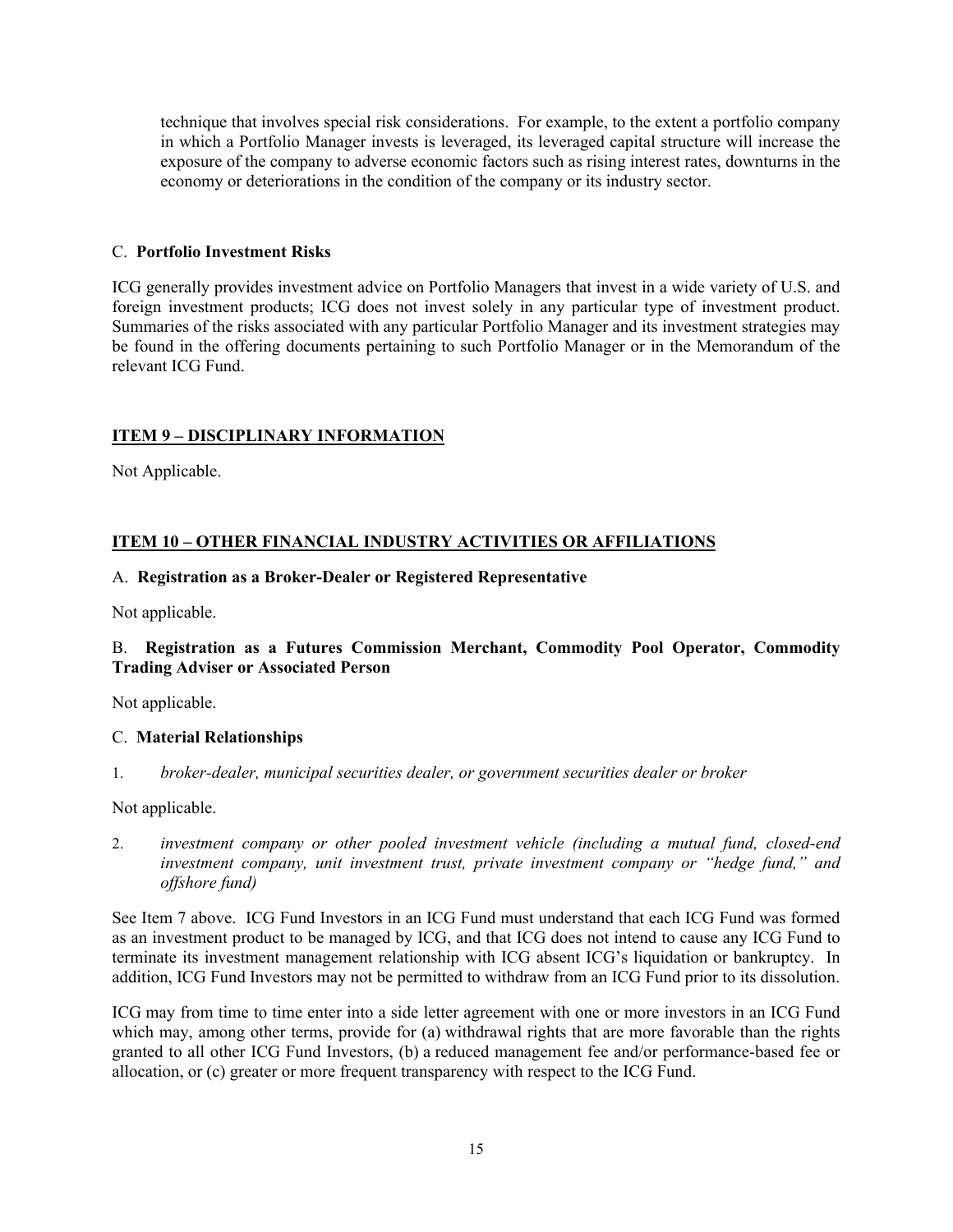technique that involves special risk considerations. For example, to the extent a portfolio company in which a Portfolio Manager invests is leveraged, its leveraged capital structure will increase the exposure of the company to adverse economic factors such as rising interest rates, downturns in the economy or deteriorations in the condition of the company or its industry sector.

### C. **Portfolio Investment Risks**

ICG generally provides investment advice on Portfolio Managers that invest in a wide variety of U.S. and foreign investment products; ICG does not invest solely in any particular type of investment product. Summaries of the risks associated with any particular Portfolio Manager and its investment strategies may be found in the offering documents pertaining to such Portfolio Manager or in the Memorandum of the relevant ICG Fund.

## ITEM 9 – DISCIPLINARY INFORMATION

Not Applicable.

## ITEM 10 – OTHER FINANCIAL INDUSTRY ACTIVITIES OR AFFILIATIONS

### A. **Registration as a Broker-Dealer or Registered Representative**

Not applicable.

### B. **Registration as a Futures Commission Merchant, Commodity Pool Operator, Commodity Trading Adviser or Associated Person**

Not applicable.

### C. **Material Relationships**

1. *broker-dealer, municipal securities dealer, or government securities dealer or broker*

Not applicable.

2. *investment company or other pooled investment vehicle (including a mutual fund, closed-end investment company, unit investment trust, private investment company or "hedge fund," and offshore fund)*

See Item 7 above. ICG Fund Investors in an ICG Fund must understand that each ICG Fund was formed as an investment product to be managed by ICG, and that ICG does not intend to cause any ICG Fund to terminate its investment management relationship with ICG absent ICG's liquidation or bankruptcy. In addition, ICG Fund Investors may not be permitted to withdraw from an ICG Fund prior to its dissolution.

ICG may from time to time enter into a side letter agreement with one or more investors in an ICG Fund which may, among other terms, provide for (a) withdrawal rights that are more favorable than the rights granted to all other ICG Fund Investors, (b) a reduced management fee and/or performance-based fee or allocation, or (c) greater or more frequent transparency with respect to the ICG Fund.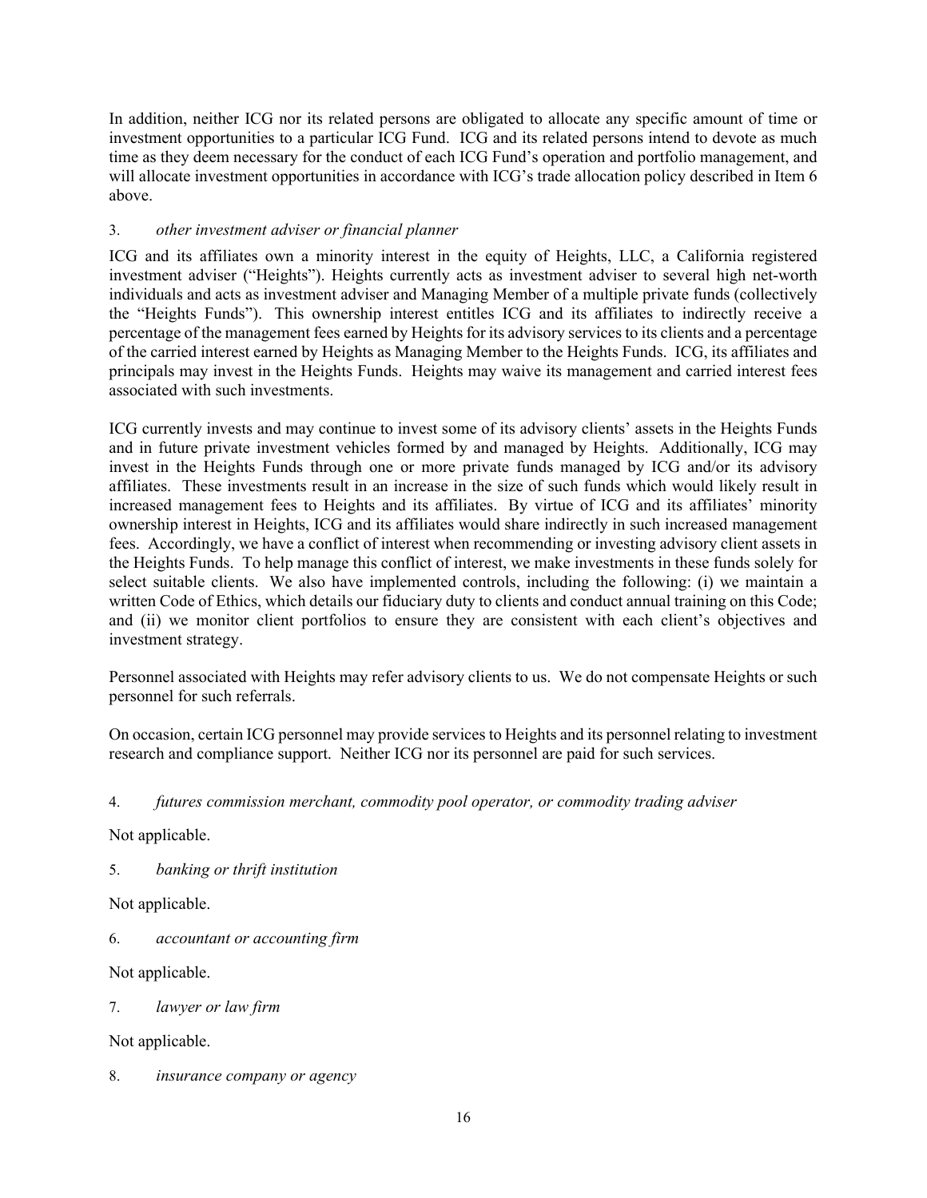In addition, neither ICG nor its related persons are obligated to allocate any specific amount of time or investment opportunities to a particular ICG Fund. ICG and its related persons intend to devote as much time as they deem necessary for the conduct of each ICG Fund's operation and portfolio management, and will allocate investment opportunities in accordance with ICG's trade allocation policy described in Item 6 above.

3. *other investment adviser or financial planner*

ICG and its affiliates own a minority interest in the equity of Heights, LLC, a California registered investment adviser ("Heights"). Heights currently acts as investment adviser to several high net-worth individuals and acts as investment adviser and Managing Member of a multiple private funds (collectively the "Heights Funds"). This ownership interest entitles ICG and its affiliates to indirectly receive a percentage of the management fees earned by Heights for its advisory services to its clients and a percentage of the carried interest earned by Heights as Managing Member to the Heights Funds. ICG, its affiliates and principals may invest in the Heights Funds. Heights may waive its management and carried interest fees associated with such investments.

ICG currently invests and may continue to invest some of its advisory clients' assets in the Heights Funds and in future private investment vehicles formed by and managed by Heights. Additionally, ICG may invest in the Heights Funds through one or more private funds managed by ICG and/or its advisory affiliates. These investments result in an increase in the size of such funds which would likely result in increased management fees to Heights and its affiliates. By virtue of ICG and its affiliates' minority ownership interest in Heights, ICG and its affiliates would share indirectly in such increased management fees. Accordingly, we have a conflict of interest when recommending or investing advisory client assets in the Heights Funds. To help manage this conflict of interest, we make investments in these funds solely for select suitable clients. We also have implemented controls, including the following: (i) we maintain a written Code of Ethics, which details our fiduciary duty to clients and conduct annual training on this Code; and (ii) we monitor client portfolios to ensure they are consistent with each client's objectives and investment strategy.

Personnel associated with Heights may refer advisory clients to us. We do not compensate Heights or such personnel for such referrals.

On occasion, certain ICG personnel may provide services to Heights and its personnel relating to investment research and compliance support. Neither ICG nor its personnel are paid for such services.

4. *futures commission merchant, commodity pool operator, or commodity trading adviser*

Not applicable.

5. *banking or thrift institution*

Not applicable.

6. *accountant or accounting firm*

Not applicable.

7. *lawyer or law firm*

Not applicable.

8. *insurance company or agency*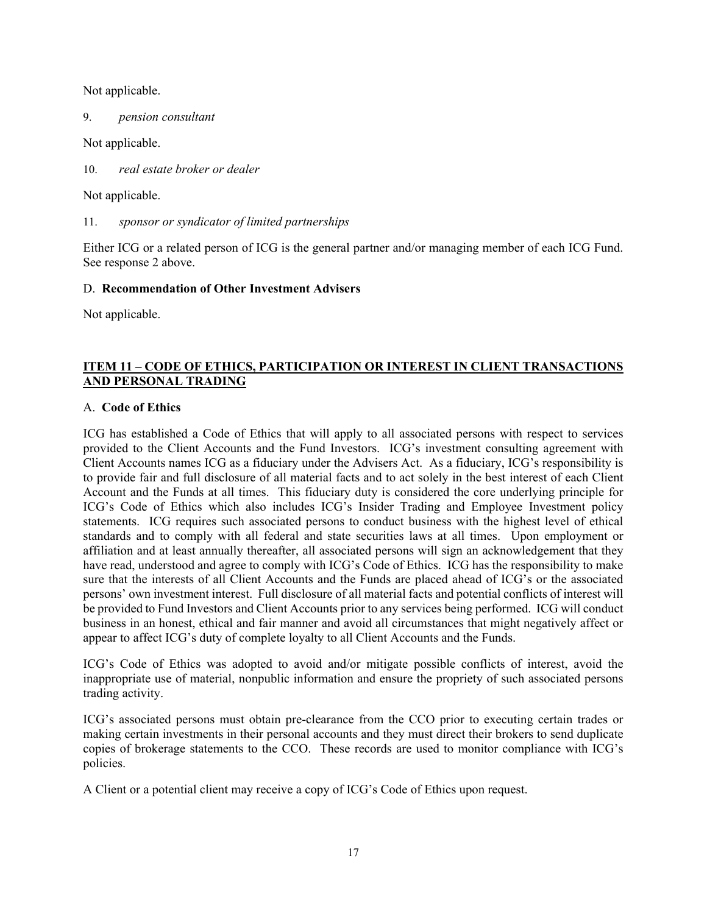Not applicable.

9. *pension consultant*

Not applicable.

10. *real estate broker or dealer*

Not applicable.

11. *sponsor or syndicator of limited partnerships*

Either ICG or a related person of ICG is the general partner and/or managing member of each ICG Fund. See response 2 above.

D. **Recommendation of Other Investment Advisers**

Not applicable.

## ITEM 11 – CODE OF ETHICS, PARTICIPATION OR INTEREST IN CLIENT TRANSACTIONS AND PERSONAL TRADING

A. **Code of Ethics**

ICG has established a Code of Ethics that will apply to all associated persons with respect to services provided to the Client Accounts and the Fund Investors. ICG's investment consulting agreement with Client Accounts names ICG as a fiduciary under the Advisers Act. As a fiduciary, ICG's responsibility is to provide fair and full disclosure of all material facts and to act solely in the best interest of each Client Account and the Funds at all times. This fiduciary duty is considered the core underlying principle for ICG's Code of Ethics which also includes ICG's Insider Trading and Employee Investment policy statements. ICG requires such associated persons to conduct business with the highest level of ethical standards and to comply with all federal and state securities laws at all times. Upon employment or affiliation and at least annually thereafter, all associated persons will sign an acknowledgement that they have read, understood and agree to comply with ICG's Code of Ethics. ICG has the responsibility to make sure that the interests of all Client Accounts and the Funds are placed ahead of ICG's or the associated persons' own investment interest. Full disclosure of all material facts and potential conflicts of interest will be provided to Fund Investors and Client Accounts prior to any services being performed. ICG will conduct business in an honest, ethical and fair manner and avoid all circumstances that might negatively affect or appear to affect ICG's duty of complete loyalty to all Client Accounts and the Funds.

ICG's Code of Ethics was adopted to avoid and/or mitigate possible conflicts of interest, avoid the inappropriate use of material, nonpublic information and ensure the propriety of such associated persons trading activity.

ICG's associated persons must obtain pre-clearance from the CCO prior to executing certain trades or making certain investments in their personal accounts and they must direct their brokers to send duplicate copies of brokerage statements to the CCO. These records are used to monitor compliance with ICG's policies.

A Client or a potential client may receive a copy of ICG's Code of Ethics upon request.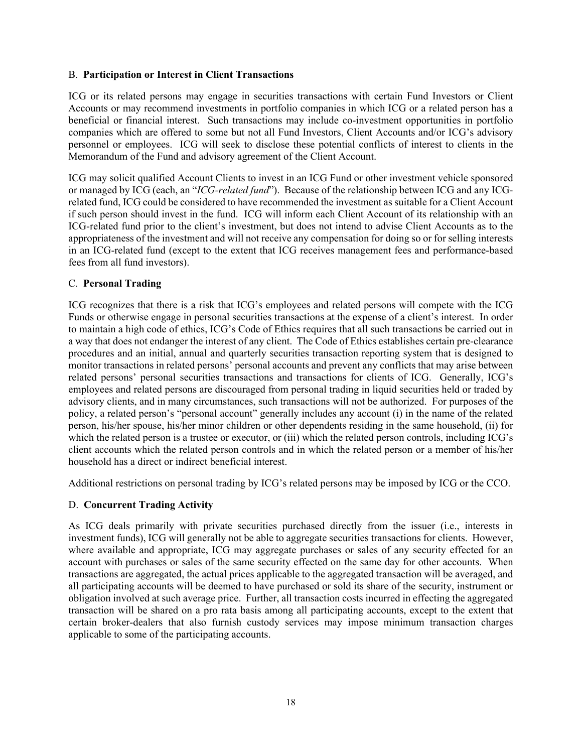### B. **Participation or Interest in Client Transactions**

ICG or its related persons may engage in securities transactions with certain Fund Investors or Client Accounts or may recommend investments in portfolio companies in which ICG or a related person has a beneficial or financial interest. Such transactions may include co-investment opportunities in portfolio companies which are offered to some but not all Fund Investors, Client Accounts and/or ICG's advisory personnel or employees. ICG will seek to disclose these potential conflicts of interest to clients in the Memorandum of the Fund and advisory agreement of the Client Account.

ICG may solicit qualified Account Clients to invest in an ICG Fund or other investment vehicle sponsored or managed by ICG (each, an "*ICG-related fund*"). Because of the relationship between ICG and any ICG-related fund, ICG could be considered to have recommended the investment as suitable for a Client Account if such person should invest in the fund. ICG will inform each Client Account of its relationship with an ICG-related fund prior to the client's investment, but does not intend to advise Client Accounts as to the appropriateness of the investment and will not receive any compensation for doing so or for selling interests in an ICG-related fund (except to the extent that ICG receives management fees and performance-based fees from all fund investors).

### C. **Personal Trading**

ICG recognizes that there is a risk that ICG's employees and related persons will compete with the ICG Funds or otherwise engage in personal securities transactions at the expense of a client's interest. In order to maintain a high code of ethics, ICG's Code of Ethics requires that all such transactions be carried out in a way that does not endanger the interest of any client. The Code of Ethics establishes certain pre-clearance procedures and an initial, annual and quarterly securities transaction reporting system that is designed to monitor transactions in related persons' personal accounts and prevent any conflicts that may arise between related persons' personal securities transactions and transactions for clients of ICG. Generally, ICG's employees and related persons are discouraged from personal trading in liquid securities held or traded by advisory clients, and in many circumstances, such transactions will not be authorized. For purposes of the policy, a related person's "personal account" generally includes any account (i) in the name of the related person, his/her spouse, his/her minor children or other dependents residing in the same household, (ii) for which the related person is a trustee or executor, or (iii) which the related person controls, including ICG's client accounts which the related person controls and in which the related person or a member of his/her household has a direct or indirect beneficial interest.

Additional restrictions on personal trading by ICG's related persons may be imposed by ICG or the CCO.

### D. **Concurrent Trading Activity**

As ICG deals primarily with private securities purchased directly from the issuer (i.e., interests in investment funds), ICG will generally not be able to aggregate securities transactions for clients. However, where available and appropriate, ICG may aggregate purchases or sales of any security effected for an account with purchases or sales of the same security effected on the same day for other accounts. When transactions are aggregated, the actual prices applicable to the aggregated transaction will be averaged, and all participating accounts will be deemed to have purchased or sold its share of the security, instrument or obligation involved at such average price. Further, all transaction costs incurred in effecting the aggregated transaction will be shared on a pro rata basis among all participating accounts, except to the extent that certain broker-dealers that also furnish custody services may impose minimum transaction charges applicable to some of the participating accounts.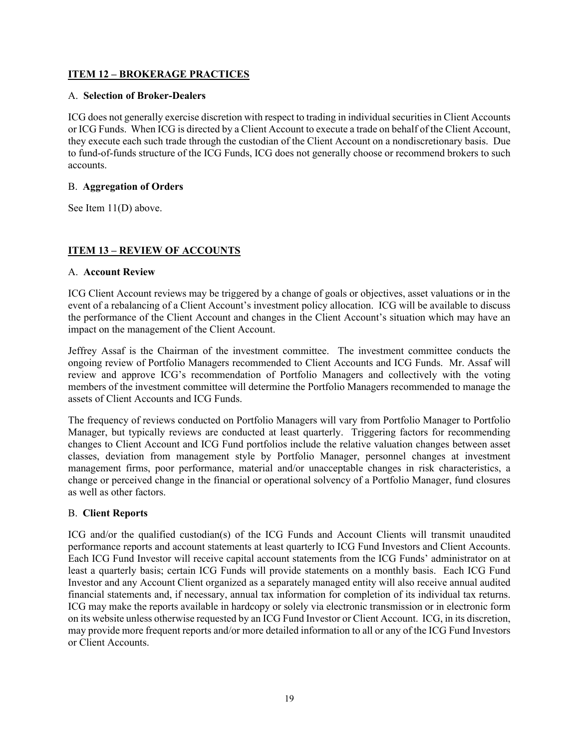## ITEM 12 – BROKERAGE PRACTICES

A. **Selection of Broker-Dealers**

ICG does not generally exercise discretion with respect to trading in individual securities in Client Accounts or ICG Funds. When ICG is directed by a Client Account to execute a trade on behalf of the Client Account, they execute each such trade through the custodian of the Client Account on a nondiscretionary basis. Due to fund-of-funds structure of the ICG Funds, ICG does not generally choose or recommend brokers to such accounts.

B. **Aggregation of Orders**

See Item 11(D) above.

## ITEM 13 – REVIEW OF ACCOUNTS

A. **Account Review**

ICG Client Account reviews may be triggered by a change of goals or objectives, asset valuations or in the event of a rebalancing of a Client Account's investment policy allocation. ICG will be available to discuss the performance of the Client Account and changes in the Client Account's situation which may have an impact on the management of the Client Account.

Jeffrey Assaf is the Chairman of the investment committee. The investment committee conducts the ongoing review of Portfolio Managers recommended to Client Accounts and ICG Funds. Mr. Assaf will review and approve ICG's recommendation of Portfolio Managers and collectively with the voting members of the investment committee will determine the Portfolio Managers recommended to manage the assets of Client Accounts and ICG Funds.

The frequency of reviews conducted on Portfolio Managers will vary from Portfolio Manager to Portfolio Manager, but typically reviews are conducted at least quarterly. Triggering factors for recommending changes to Client Account and ICG Fund portfolios include the relative valuation changes between asset classes, deviation from management style by Portfolio Manager, personnel changes at investment management firms, poor performance, material and/or unacceptable changes in risk characteristics, a change or perceived change in the financial or operational solvency of a Portfolio Manager, fund closures as well as other factors.

B. **Client Reports**

ICG and/or the qualified custodian(s) of the ICG Funds and Account Clients will transmit unaudited performance reports and account statements at least quarterly to ICG Fund Investors and Client Accounts. Each ICG Fund Investor will receive capital account statements from the ICG Funds' administrator on at least a quarterly basis; certain ICG Funds will provide statements on a monthly basis. Each ICG Fund Investor and any Account Client organized as a separately managed entity will also receive annual audited financial statements and, if necessary, annual tax information for completion of its individual tax returns. ICG may make the reports available in hardcopy or solely via electronic transmission or in electronic form on its website unless otherwise requested by an ICG Fund Investor or Client Account. ICG, in its discretion, may provide more frequent reports and/or more detailed information to all or any of the ICG Fund Investors or Client Accounts.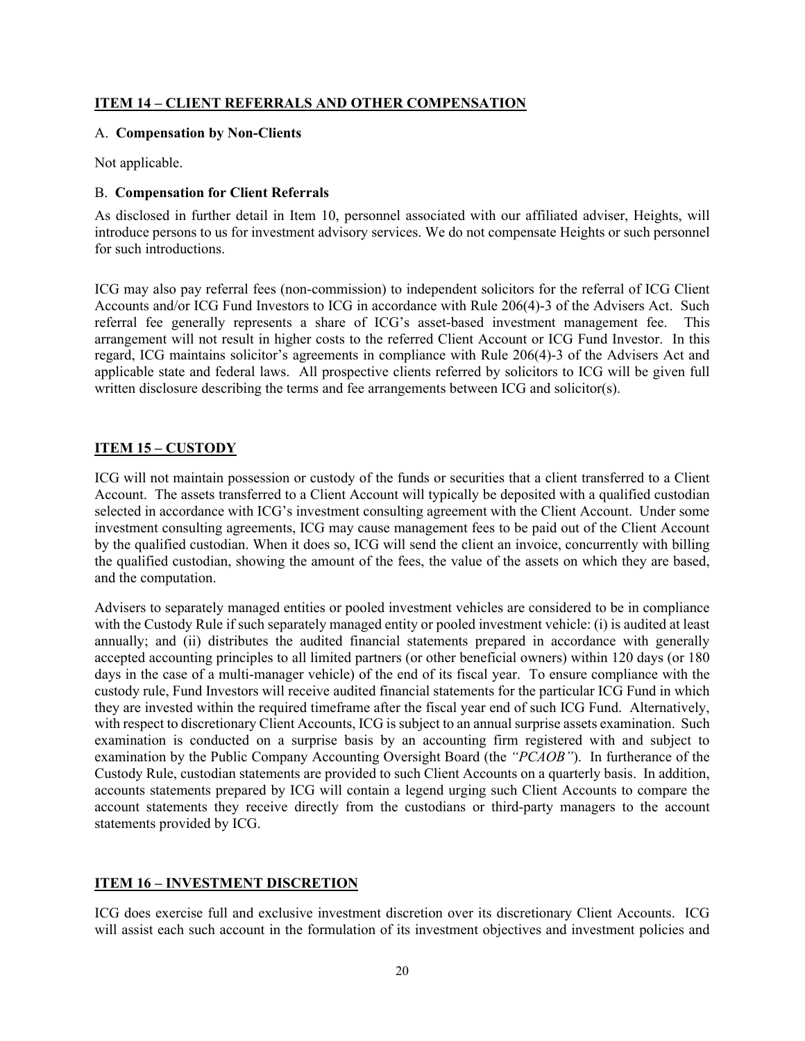## ITEM 14 – CLIENT REFERRALS AND OTHER COMPENSATION

A. **Compensation by Non-Clients**

Not applicable.

B. **Compensation for Client Referrals**

As disclosed in further detail in Item 10, personnel associated with our affiliated adviser, Heights, will introduce persons to us for investment advisory services. We do not compensate Heights or such personnel for such introductions.

ICG may also pay referral fees (non-commission) to independent solicitors for the referral of ICG Client Accounts and/or ICG Fund Investors to ICG in accordance with Rule 206(4)-3 of the Advisers Act. Such referral fee generally represents a share of ICG's asset-based investment management fee. This arrangement will not result in higher costs to the referred Client Account or ICG Fund Investor. In this regard, ICG maintains solicitor's agreements in compliance with Rule 206(4)-3 of the Advisers Act and applicable state and federal laws. All prospective clients referred by solicitors to ICG will be given full written disclosure describing the terms and fee arrangements between ICG and solicitor(s).

## ITEM 15 – CUSTODY

ICG will not maintain possession or custody of the funds or securities that a client transferred to a Client Account. The assets transferred to a Client Account will typically be deposited with a qualified custodian selected in accordance with ICG's investment consulting agreement with the Client Account. Under some investment consulting agreements, ICG may cause management fees to be paid out of the Client Account by the qualified custodian. When it does so, ICG will send the client an invoice, concurrently with billing the qualified custodian, showing the amount of the fees, the value of the assets on which they are based, and the computation.

Advisers to separately managed entities or pooled investment vehicles are considered to be in compliance with the Custody Rule if such separately managed entity or pooled investment vehicle: (i) is audited at least annually; and (ii) distributes the audited financial statements prepared in accordance with generally accepted accounting principles to all limited partners (or other beneficial owners) within 120 days (or 180 days in the case of a multi-manager vehicle) of the end of its fiscal year. To ensure compliance with the custody rule, Fund Investors will receive audited financial statements for the particular ICG Fund in which they are invested within the required timeframe after the fiscal year end of such ICG Fund. Alternatively, with respect to discretionary Client Accounts, ICG is subject to an annual surprise assets examination. Such examination is conducted on a surprise basis by an accounting firm registered with and subject to examination by the Public Company Accounting Oversight Board (the *"PCAOB"*). In furtherance of the Custody Rule, custodian statements are provided to such Client Accounts on a quarterly basis. In addition, accounts statements prepared by ICG will contain a legend urging such Client Accounts to compare the account statements they receive directly from the custodians or third-party managers to the account statements provided by ICG.

## ITEM 16 – INVESTMENT DISCRETION

ICG does exercise full and exclusive investment discretion over its discretionary Client Accounts. ICG will assist each such account in the formulation of its investment objectives and investment policies and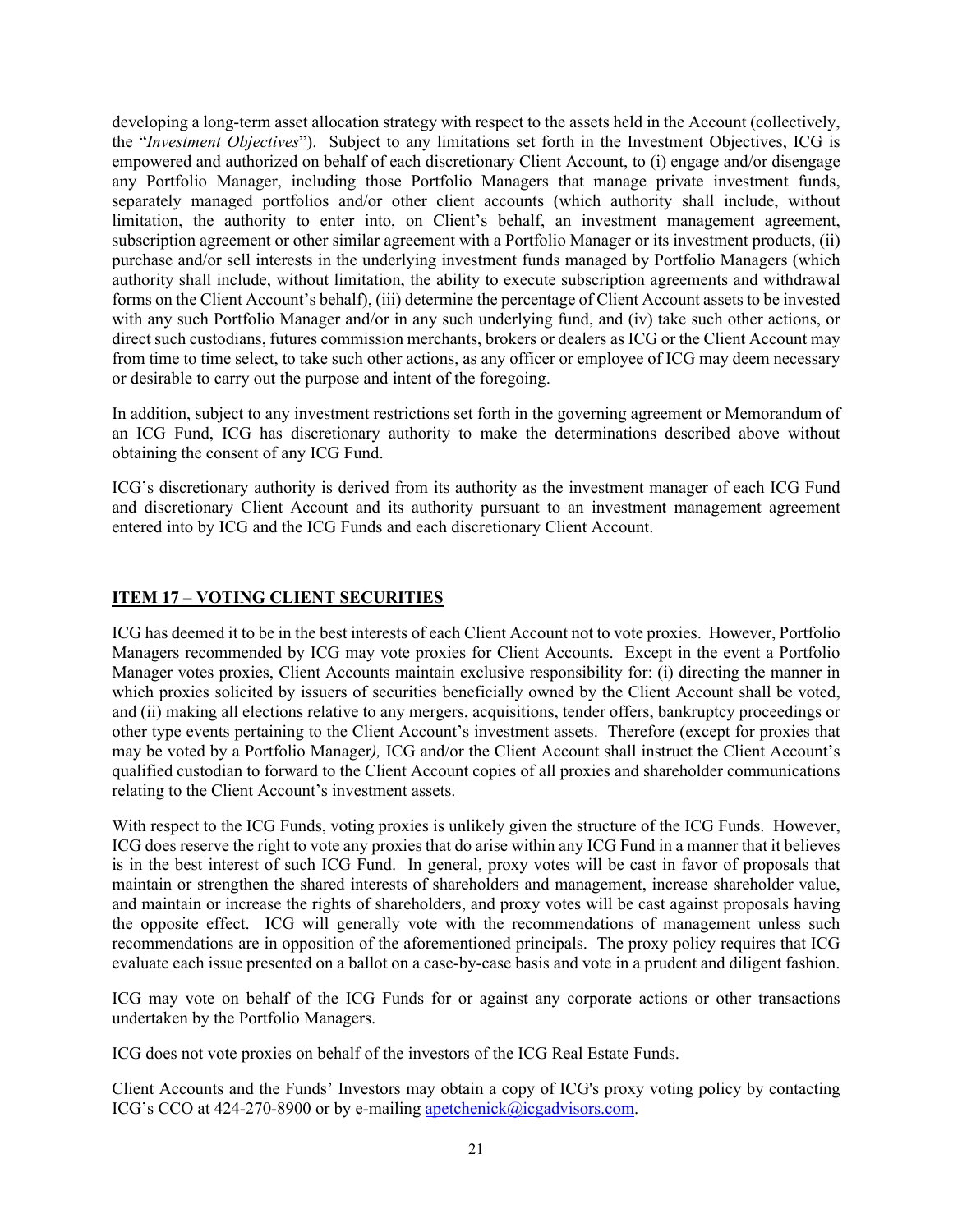developing a long-term asset allocation strategy with respect to the assets held in the Account (collectively, the "*Investment Objectives*"). Subject to any limitations set forth in the Investment Objectives, ICG is empowered and authorized on behalf of each discretionary Client Account, to (i) engage and/or disengage any Portfolio Manager, including those Portfolio Managers that manage private investment funds, separately managed portfolios and/or other client accounts (which authority shall include, without limitation, the authority to enter into, on Client's behalf, an investment management agreement, subscription agreement or other similar agreement with a Portfolio Manager or its investment products, (ii) purchase and/or sell interests in the underlying investment funds managed by Portfolio Managers (which authority shall include, without limitation, the ability to execute subscription agreements and withdrawal forms on the Client Account's behalf), (iii) determine the percentage of Client Account assets to be invested with any such Portfolio Manager and/or in any such underlying fund, and (iv) take such other actions, or direct such custodians, futures commission merchants, brokers or dealers as ICG or the Client Account may from time to time select, to take such other actions, as any officer or employee of ICG may deem necessary or desirable to carry out the purpose and intent of the foregoing.

In addition, subject to any investment restrictions set forth in the governing agreement or Memorandum of an ICG Fund, ICG has discretionary authority to make the determinations described above without obtaining the consent of any ICG Fund.

ICG's discretionary authority is derived from its authority as the investment manager of each ICG Fund and discretionary Client Account and its authority pursuant to an investment management agreement entered into by ICG and the ICG Funds and each discretionary Client Account.

## ITEM 17 – VOTING CLIENT SECURITIES

ICG has deemed it to be in the best interests of each Client Account not to vote proxies. However, Portfolio Managers recommended by ICG may vote proxies for Client Accounts. Except in the event a Portfolio Manager votes proxies, Client Accounts maintain exclusive responsibility for: (i) directing the manner in which proxies solicited by issuers of securities beneficially owned by the Client Account shall be voted, and (ii) making all elections relative to any mergers, acquisitions, tender offers, bankruptcy proceedings or other type events pertaining to the Client Account's investment assets. Therefore (except for proxies that may be voted by a Portfolio Manager*)*, ICG and/or the Client Account shall instruct the Client Account's qualified custodian to forward to the Client Account copies of all proxies and shareholder communications relating to the Client Account's investment assets.

With respect to the ICG Funds, voting proxies is unlikely given the structure of the ICG Funds. However, ICG does reserve the right to vote any proxies that do arise within any ICG Fund in a manner that it believes is in the best interest of such ICG Fund. In general, proxy votes will be cast in favor of proposals that maintain or strengthen the shared interests of shareholders and management, increase shareholder value, and maintain or increase the rights of shareholders, and proxy votes will be cast against proposals having the opposite effect. ICG will generally vote with the recommendations of management unless such recommendations are in opposition of the aforementioned principals. The proxy policy requires that ICG evaluate each issue presented on a ballot on a case-by-case basis and vote in a prudent and diligent fashion.

ICG may vote on behalf of the ICG Funds for or against any corporate actions or other transactions undertaken by the Portfolio Managers.

ICG does not vote proxies on behalf of the investors of the ICG Real Estate Funds.

Client Accounts and the Funds' Investors may obtain a copy of ICG's proxy voting policy by contacting ICG's CCO at 424-270-8900 or by e-mailing apetchenick@icgadvisors.com.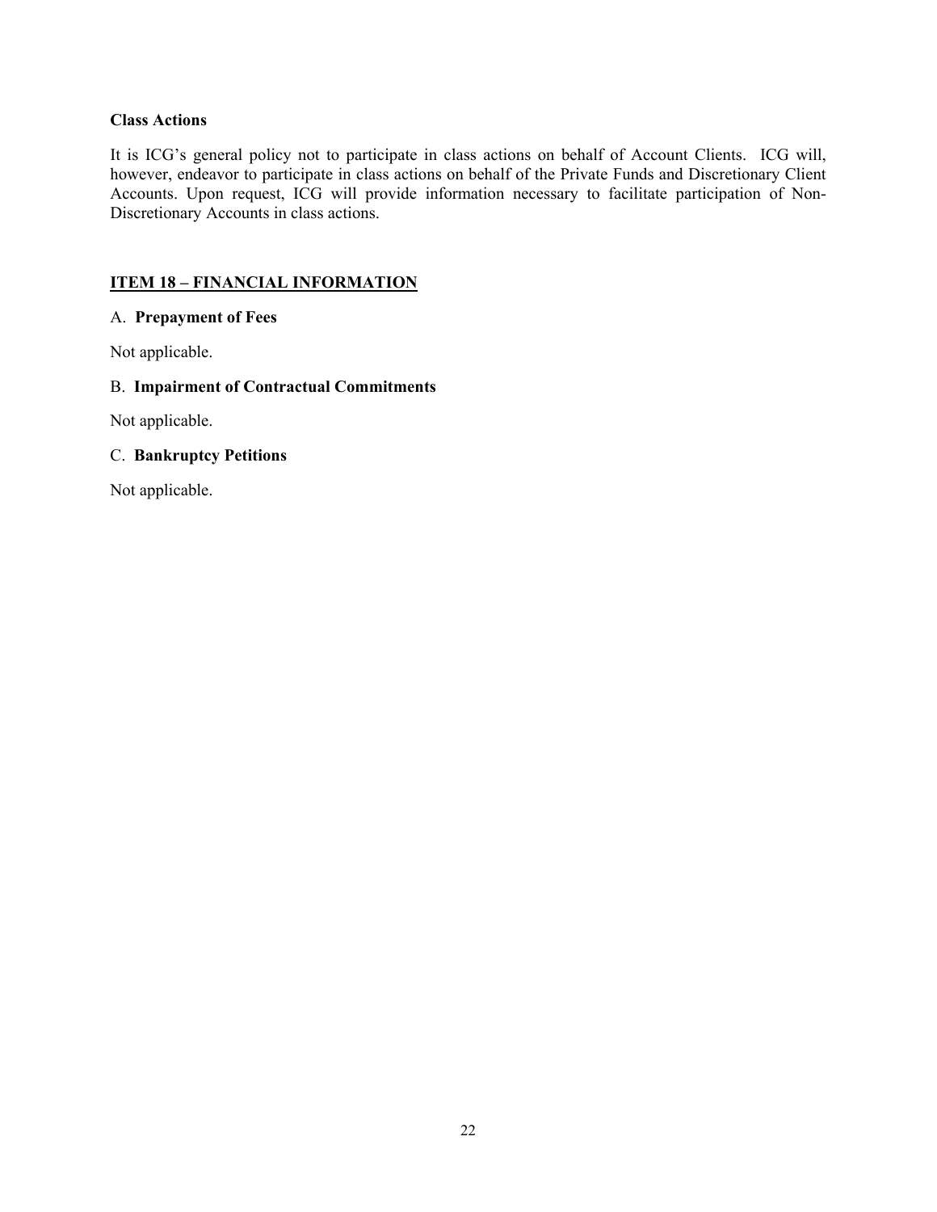**Class Actions**

It is ICG's general policy not to participate in class actions on behalf of Account Clients. ICG will, however, endeavor to participate in class actions on behalf of the Private Funds and Discretionary Client Accounts. Upon request, ICG will provide information necessary to facilitate participation of Non-Discretionary Accounts in class actions.

## ITEM 18 – FINANCIAL INFORMATION

A. **Prepayment of Fees**

Not applicable.

B. **Impairment of Contractual Commitments**

Not applicable.

C. **Bankruptcy Petitions**

Not applicable.